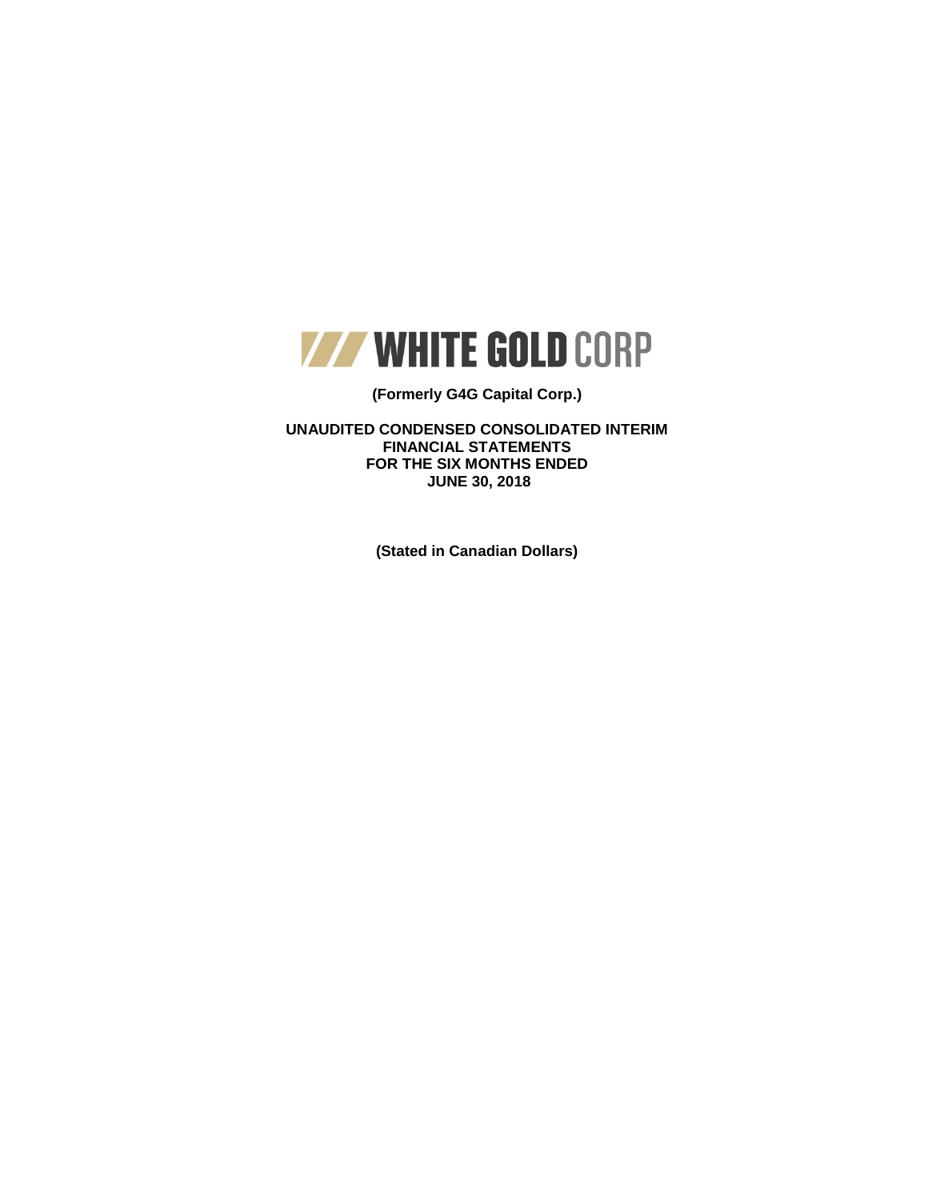# WHITE GOLD CORP

**(Formerly G4G Capital Corp.)**

**UNAUDITED CONDENSED CONSOLIDATED INTERIM FINANCIAL STATEMENTS FOR THE SIX MONTHS ENDED JUNE 30, 2018**

**(Stated in Canadian Dollars)**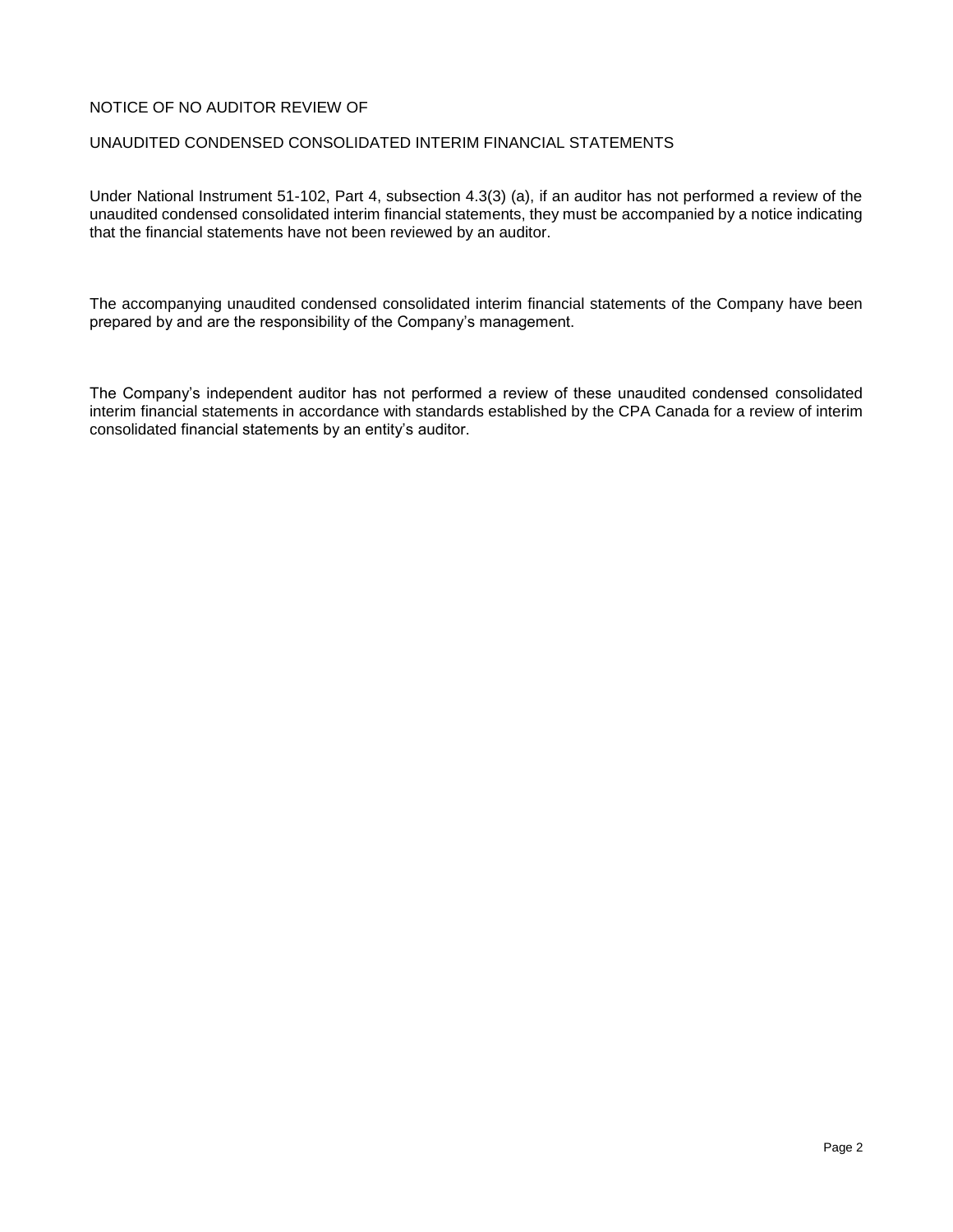# NOTICE OF NO AUDITOR REVIEW OF

# UNAUDITED CONDENSED CONSOLIDATED INTERIM FINANCIAL STATEMENTS

Under National Instrument 51-102, Part 4, subsection 4.3(3) (a), if an auditor has not performed a review of the unaudited condensed consolidated interim financial statements, they must be accompanied by a notice indicating that the financial statements have not been reviewed by an auditor.

The accompanying unaudited condensed consolidated interim financial statements of the Company have been prepared by and are the responsibility of the Company's management.

The Company's independent auditor has not performed a review of these unaudited condensed consolidated interim financial statements in accordance with standards established by the CPA Canada for a review of interim consolidated financial statements by an entity's auditor.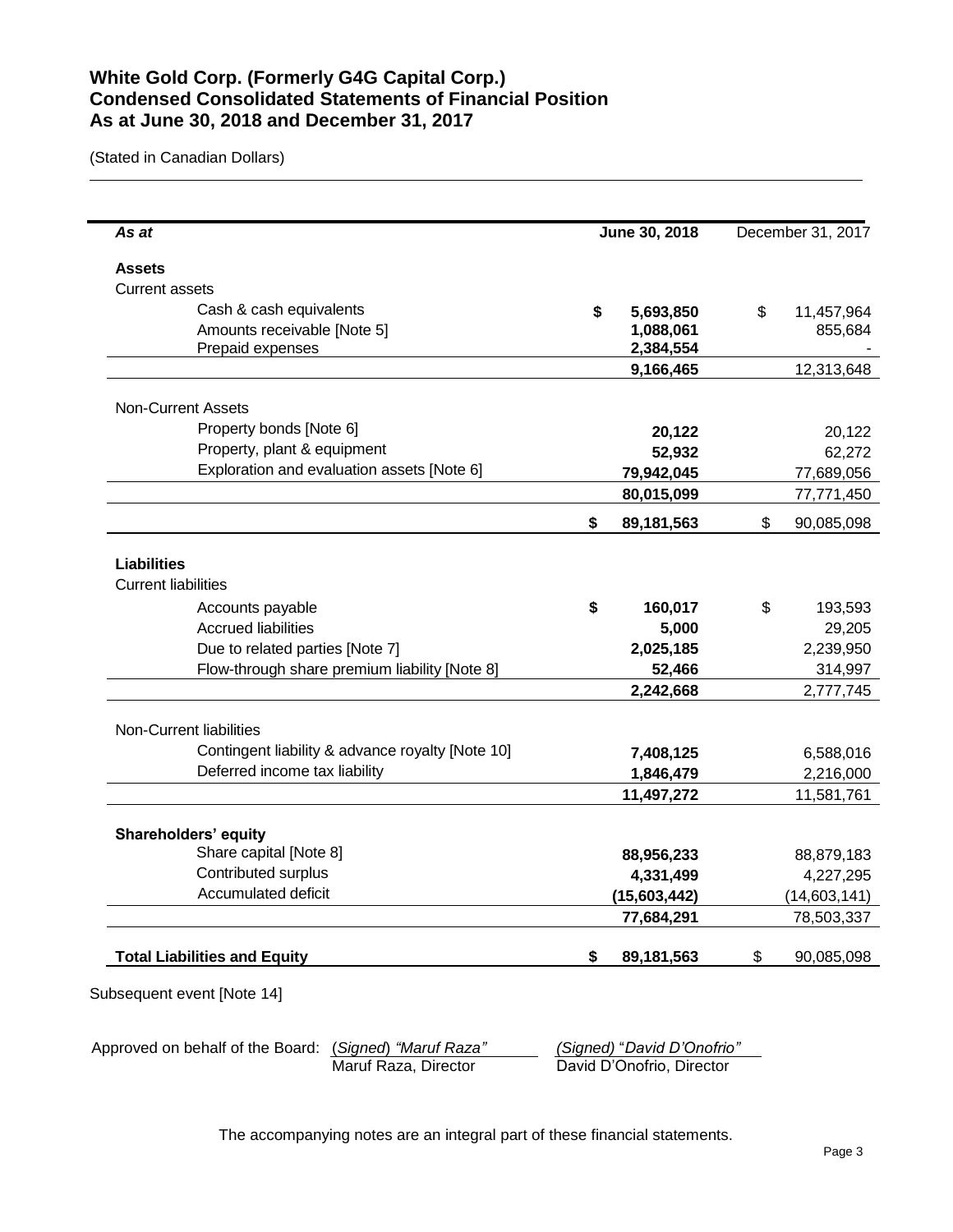# White Gold Corp. (Formerly G4G Capital Corp.)
## Condensed Consolidated Statements of Financial Position
## As at June 30, 2018 and December 31, 2017

(Stated in Canadian Dollars)

| *As at* | **June 30, 2018** | December 31, 2017 |
|---|---|---|
| **Assets** | | |
| Current assets | | |
| Cash & cash equivalents | **$ 5,693,850** | $ 11,457,964 |
| Amounts receivable [Note 5] | **1,088,061** | 855,684 |
| Prepaid expenses | **2,384,554** | - |
| | **9,166,465** | 12,313,648 |
| Non-Current Assets | | |
| Property bonds [Note 6] | **20,122** | 20,122 |
| Property, plant & equipment | **52,932** | 62,272 |
| Exploration and evaluation assets [Note 6] | **79,942,045** | 77,689,056 |
| | **80,015,099** | 77,771,450 |
| | **$ 89,181,563** | $ 90,085,098 |
| **Liabilities** | | |
| Current liabilities | | |
| Accounts payable | **$ 160,017** | $ 193,593 |
| Accrued liabilities | **5,000** | 29,205 |
| Due to related parties [Note 7] | **2,025,185** | 2,239,950 |
| Flow-through share premium liability [Note 8] | **52,466** | 314,997 |
| | **2,242,668** | 2,777,745 |
| Non-Current liabilities | | |
| Contingent liability & advance royalty [Note 10] | **7,408,125** | 6,588,016 |
| Deferred income tax liability | **1,846,479** | 2,216,000 |
| | **11,497,272** | 11,581,761 |
| **Shareholders' equity** | | |
| Share capital [Note 8] | **88,956,233** | 88,879,183 |
| Contributed surplus | **4,331,499** | 4,227,295 |
| Accumulated deficit | **(15,603,442)** | (14,603,141) |
| | **77,684,291** | 78,503,337 |
| **Total Liabilities and Equity** | **$ 89,181,563** | $ 90,085,098 |

Subsequent event [Note 14]

Approved on behalf of the Board: (*Signed*) *"Maruf Raza"* — Maruf Raza, Director &nbsp;&nbsp;&nbsp; *(Signed) "David D'Onofrio"* — David D'Onofrio, Director

The accompanying notes are an integral part of these financial statements.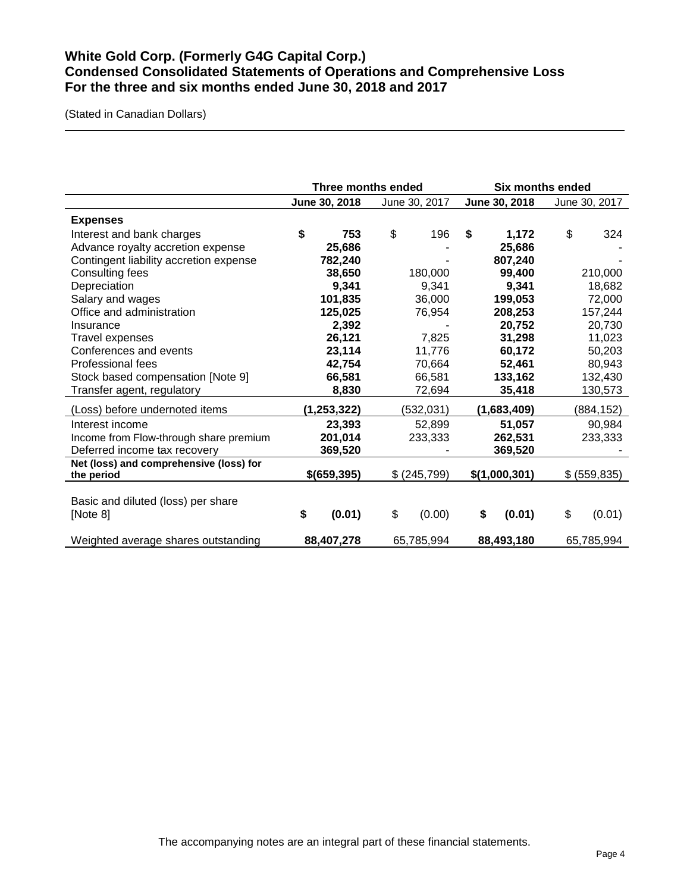# White Gold Corp. (Formerly G4G Capital Corp.)
# Condensed Consolidated Statements of Operations and Comprehensive Loss
# For the three and six months ended June 30, 2018 and 2017

(Stated in Canadian Dollars)

| | Three months ended | | Six months ended | |
|---|---|---|---|---|
| | **June 30, 2018** | June 30, 2017 | **June 30, 2018** | June 30, 2017 |
| **Expenses** | | | | |
| Interest and bank charges | **$ 753** | $ 196 | **$ 1,172** | $ 324 |
| Advance royalty accretion expense | **25,686** | - | **25,686** | - |
| Contingent liability accretion expense | **782,240** | - | **807,240** | - |
| Consulting fees | **38,650** | 180,000 | **99,400** | 210,000 |
| Depreciation | **9,341** | 9,341 | **9,341** | 18,682 |
| Salary and wages | **101,835** | 36,000 | **199,053** | 72,000 |
| Office and administration | **125,025** | 76,954 | **208,253** | 157,244 |
| Insurance | **2,392** | - | **20,752** | 20,730 |
| Travel expenses | **26,121** | 7,825 | **31,298** | 11,023 |
| Conferences and events | **23,114** | 11,776 | **60,172** | 50,203 |
| Professional fees | **42,754** | 70,664 | **52,461** | 80,943 |
| Stock based compensation [Note 9] | **66,581** | 66,581 | **133,162** | 132,430 |
| Transfer agent, regulatory | **8,830** | 72,694 | **35,418** | 130,573 |
| (Loss) before undernoted items | **(1,253,322)** | (532,031) | **(1,683,409)** | (884,152) |
| Interest income | **23,393** | 52,899 | **51,057** | 90,984 |
| Income from Flow-through share premium | **201,014** | 233,333 | **262,531** | 233,333 |
| Deferred income tax recovery | **369,520** | - | **369,520** | - |
| **Net (loss) and comprehensive (loss) for the period** | **$(659,395)** | $ (245,799) | **$(1,000,301)** | $ (559,835) |
| Basic and diluted (loss) per share [Note 8] | **$ (0.01)** | $ (0.00) | **$ (0.01)** | $ (0.01) |
| Weighted average shares outstanding | **88,407,278** | 65,785,994 | **88,493,180** | 65,785,994 |

The accompanying notes are an integral part of these financial statements.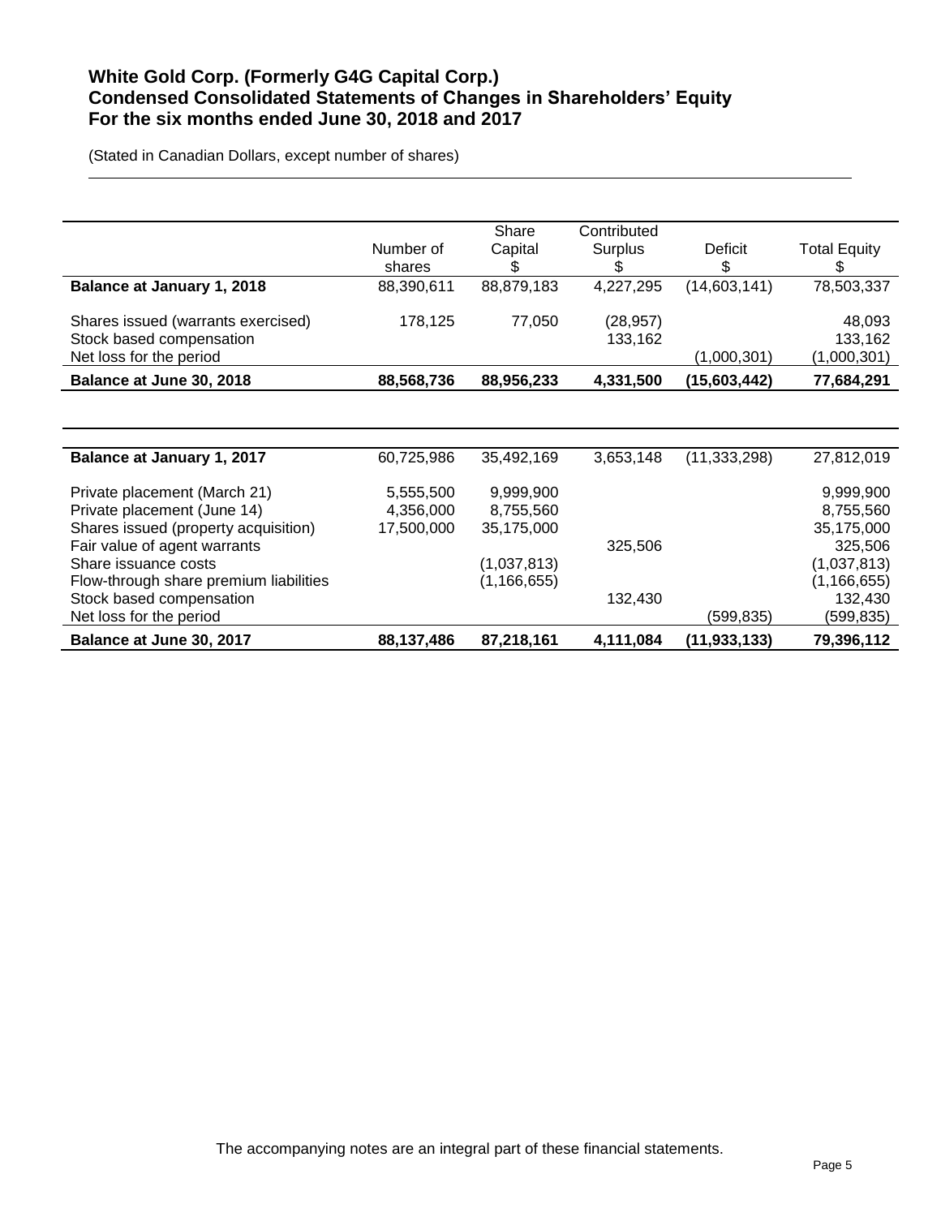# White Gold Corp. (Formerly G4G Capital Corp.)
# Condensed Consolidated Statements of Changes in Shareholders' Equity
# For the six months ended June 30, 2018 and 2017

(Stated in Canadian Dollars, except number of shares)

| | Number of shares | Share Capital $ | Contributed Surplus $ | Deficit $ | Total Equity $ |
|---|---|---|---|---|---|
| **Balance at January 1, 2018** | 88,390,611 | 88,879,183 | 4,227,295 | (14,603,141) | 78,503,337 |
| Shares issued (warrants exercised) | 178,125 | 77,050 | (28,957) | | 48,093 |
| Stock based compensation | | | 133,162 | | 133,162 |
| Net loss for the period | | | | (1,000,301) | (1,000,301) |
| **Balance at June 30, 2018** | **88,568,736** | **88,956,233** | **4,331,500** | **(15,603,442)** | **77,684,291** |

| | Number of shares | Share Capital $ | Contributed Surplus $ | Deficit $ | Total Equity $ |
|---|---|---|---|---|---|
| **Balance at January 1, 2017** | 60,725,986 | 35,492,169 | 3,653,148 | (11,333,298) | 27,812,019 |
| Private placement (March 21) | 5,555,500 | 9,999,900 | | | 9,999,900 |
| Private placement (June 14) | 4,356,000 | 8,755,560 | | | 8,755,560 |
| Shares issued (property acquisition) | 17,500,000 | 35,175,000 | | | 35,175,000 |
| Fair value of agent warrants | | | 325,506 | | 325,506 |
| Share issuance costs | | (1,037,813) | | | (1,037,813) |
| Flow-through share premium liabilities | | (1,166,655) | | | (1,166,655) |
| Stock based compensation | | | 132,430 | | 132,430 |
| Net loss for the period | | | | (599,835) | (599,835) |
| **Balance at June 30, 2017** | **88,137,486** | **87,218,161** | **4,111,084** | **(11,933,133)** | **79,396,112** |

The accompanying notes are an integral part of these financial statements.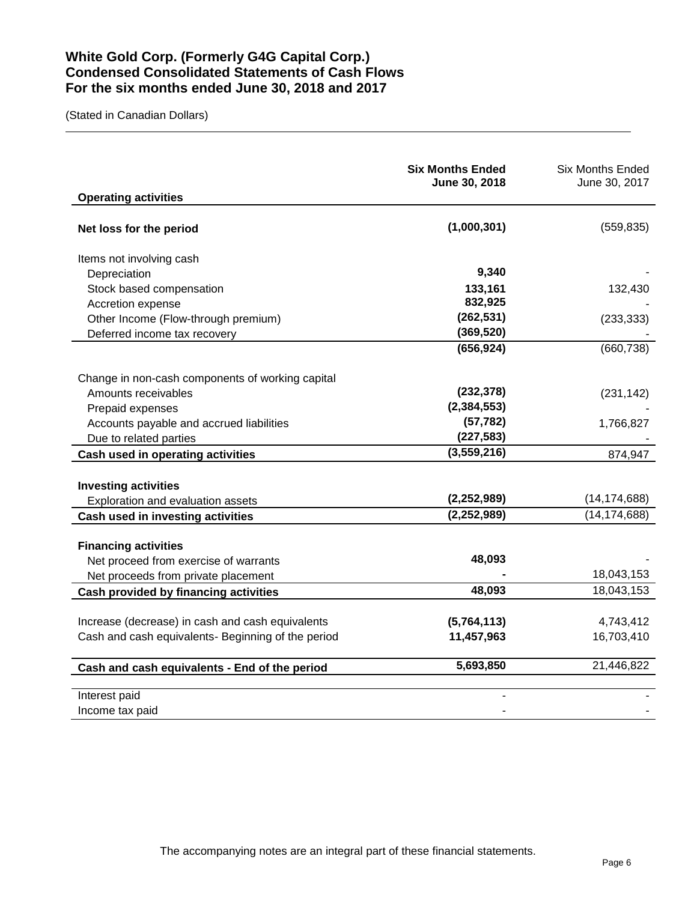# White Gold Corp. (Formerly G4G Capital Corp.)
# Condensed Consolidated Statements of Cash Flows
# For the six months ended June 30, 2018 and 2017

(Stated in Canadian Dollars)

| | **Six Months Ended June 30, 2018** | Six Months Ended June 30, 2017 |
|---|---|---|
| **Operating activities** | | |
| **Net loss for the period** | **(1,000,301)** | (559,835) |
| Items not involving cash | | |
| Depreciation | **9,340** | - |
| Stock based compensation | **133,161** | 132,430 |
| Accretion expense | **832,925** | - |
| Other Income (Flow-through premium) | **(262,531)** | (233,333) |
| Deferred income tax recovery | **(369,520)** | - |
| | **(656,924)** | (660,738) |
| Change in non-cash components of working capital | | |
| Amounts receivables | **(232,378)** | (231,142) |
| Prepaid expenses | **(2,384,553)** | - |
| Accounts payable and accrued liabilities | **(57,782)** | 1,766,827 |
| Due to related parties | **(227,583)** | - |
| **Cash used in operating activities** | **(3,559,216)** | 874,947 |
| **Investing activities** | | |
| Exploration and evaluation assets | **(2,252,989)** | (14,174,688) |
| **Cash used in investing activities** | **(2,252,989)** | (14,174,688) |
| **Financing activities** | | |
| Net proceed from exercise of warrants | **48,093** | - |
| Net proceeds from private placement | **-** | 18,043,153 |
| **Cash provided by financing activities** | **48,093** | 18,043,153 |
| Increase (decrease) in cash and cash equivalents | **(5,764,113)** | 4,743,412 |
| Cash and cash equivalents- Beginning of the period | **11,457,963** | 16,703,410 |
| **Cash and cash equivalents - End of the period** | **5,693,850** | 21,446,822 |
| Interest paid | - | - |
| Income tax paid | - | - |

The accompanying notes are an integral part of these financial statements.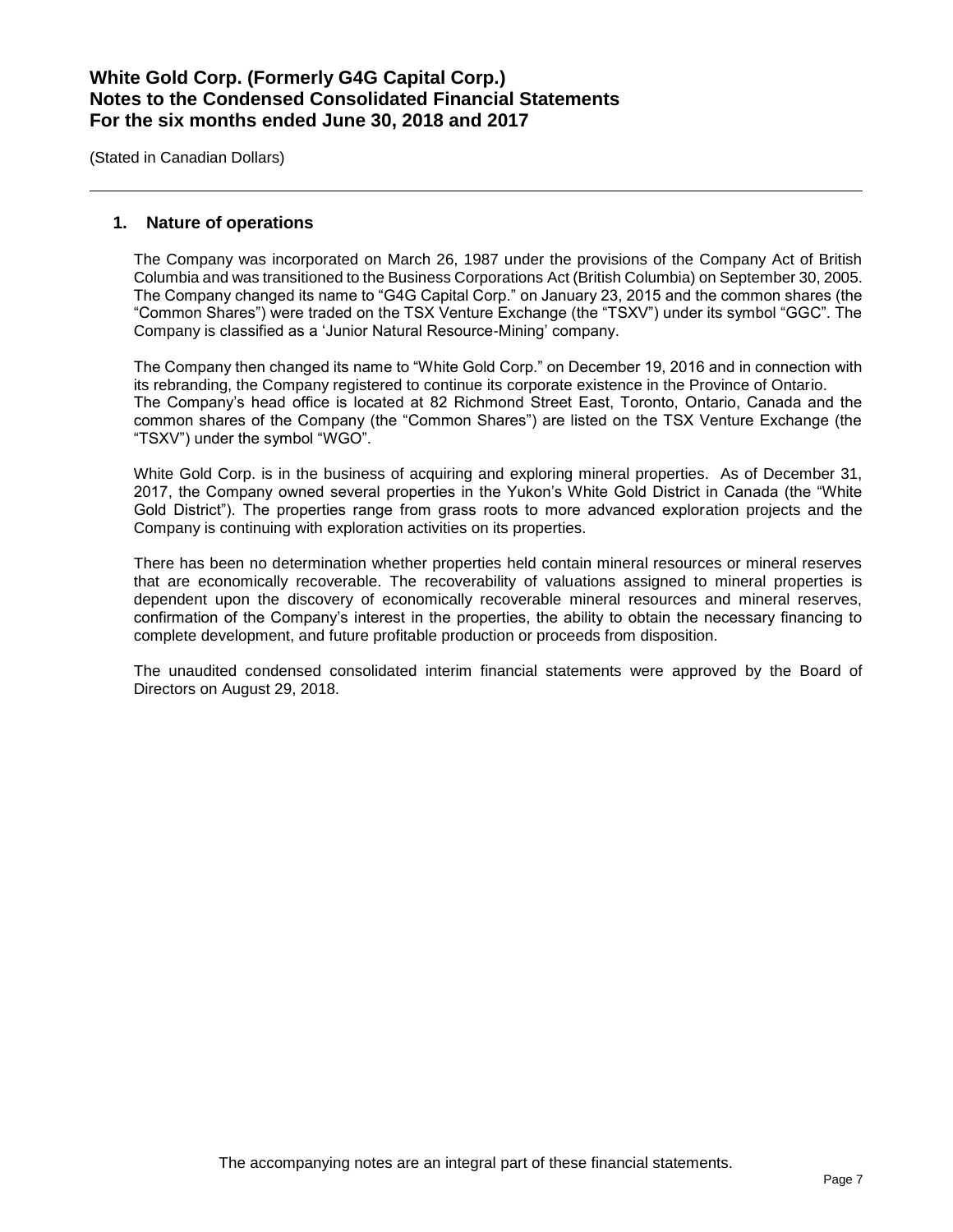## 1. Nature of operations

The Company was incorporated on March 26, 1987 under the provisions of the Company Act of British Columbia and was transitioned to the Business Corporations Act (British Columbia) on September 30, 2005. The Company changed its name to "G4G Capital Corp." on January 23, 2015 and the common shares (the "Common Shares") were traded on the TSX Venture Exchange (the "TSXV") under its symbol "GGC". The Company is classified as a 'Junior Natural Resource-Mining' company.

The Company then changed its name to "White Gold Corp." on December 19, 2016 and in connection with its rebranding, the Company registered to continue its corporate existence in the Province of Ontario. The Company's head office is located at 82 Richmond Street East, Toronto, Ontario, Canada and the common shares of the Company (the "Common Shares") are listed on the TSX Venture Exchange (the "TSXV") under the symbol "WGO".

White Gold Corp. is in the business of acquiring and exploring mineral properties. As of December 31, 2017, the Company owned several properties in the Yukon's White Gold District in Canada (the "White Gold District"). The properties range from grass roots to more advanced exploration projects and the Company is continuing with exploration activities on its properties.

There has been no determination whether properties held contain mineral resources or mineral reserves that are economically recoverable. The recoverability of valuations assigned to mineral properties is dependent upon the discovery of economically recoverable mineral resources and mineral reserves, confirmation of the Company's interest in the properties, the ability to obtain the necessary financing to complete development, and future profitable production or proceeds from disposition.

The unaudited condensed consolidated interim financial statements were approved by the Board of Directors on August 29, 2018.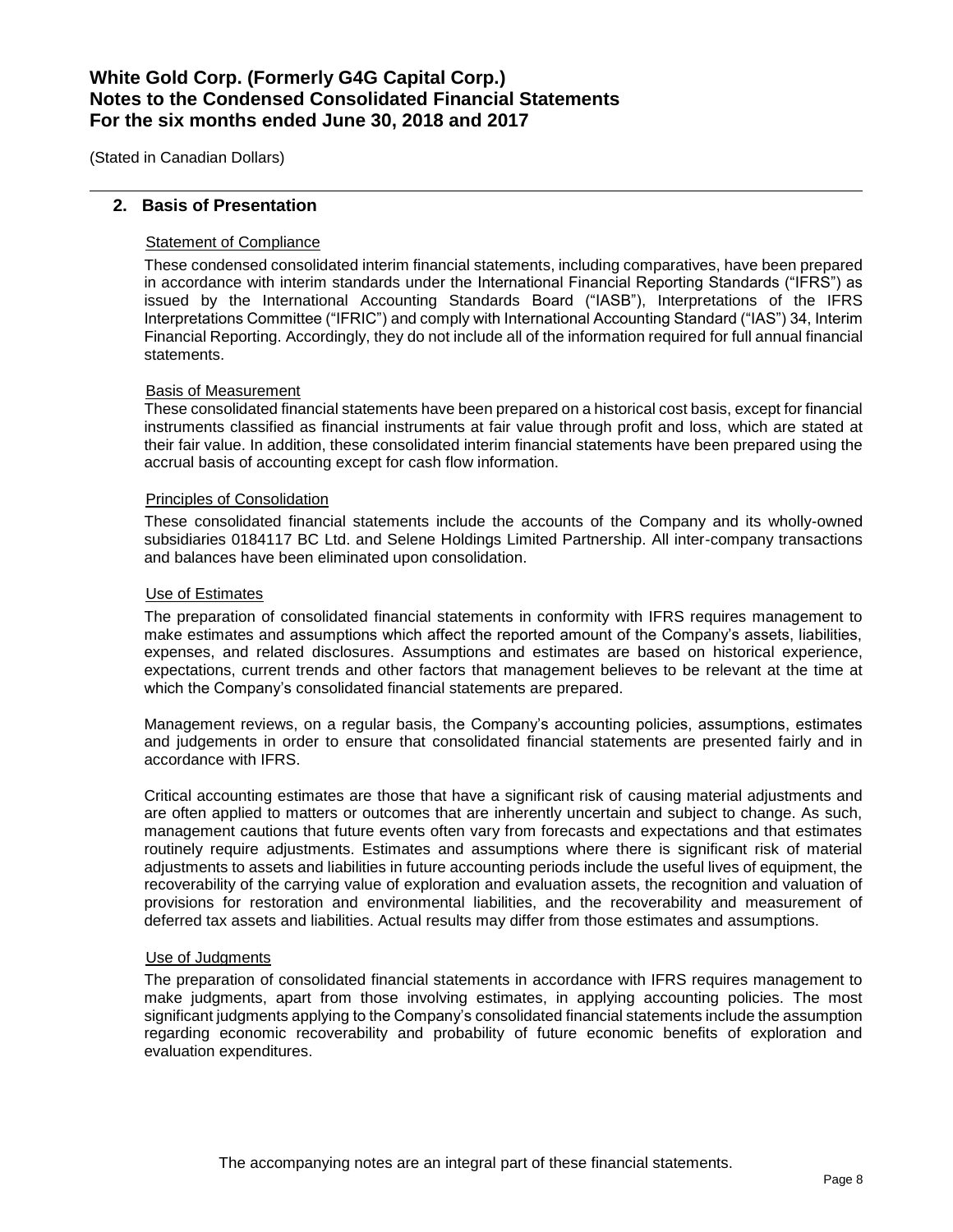## 2. Basis of Presentation

### Statement of Compliance

These condensed consolidated interim financial statements, including comparatives, have been prepared in accordance with interim standards under the International Financial Reporting Standards ("IFRS") as issued by the International Accounting Standards Board ("IASB"), Interpretations of the IFRS Interpretations Committee ("IFRIC") and comply with International Accounting Standard ("IAS") 34, Interim Financial Reporting. Accordingly, they do not include all of the information required for full annual financial statements.

### Basis of Measurement

These consolidated financial statements have been prepared on a historical cost basis, except for financial instruments classified as financial instruments at fair value through profit and loss, which are stated at their fair value. In addition, these consolidated interim financial statements have been prepared using the accrual basis of accounting except for cash flow information.

### Principles of Consolidation

These consolidated financial statements include the accounts of the Company and its wholly-owned subsidiaries 0184117 BC Ltd. and Selene Holdings Limited Partnership. All inter-company transactions and balances have been eliminated upon consolidation.

### Use of Estimates

The preparation of consolidated financial statements in conformity with IFRS requires management to make estimates and assumptions which affect the reported amount of the Company's assets, liabilities, expenses, and related disclosures. Assumptions and estimates are based on historical experience, expectations, current trends and other factors that management believes to be relevant at the time at which the Company's consolidated financial statements are prepared.

Management reviews, on a regular basis, the Company's accounting policies, assumptions, estimates and judgements in order to ensure that consolidated financial statements are presented fairly and in accordance with IFRS.

Critical accounting estimates are those that have a significant risk of causing material adjustments and are often applied to matters or outcomes that are inherently uncertain and subject to change. As such, management cautions that future events often vary from forecasts and expectations and that estimates routinely require adjustments. Estimates and assumptions where there is significant risk of material adjustments to assets and liabilities in future accounting periods include the useful lives of equipment, the recoverability of the carrying value of exploration and evaluation assets, the recognition and valuation of provisions for restoration and environmental liabilities, and the recoverability and measurement of deferred tax assets and liabilities. Actual results may differ from those estimates and assumptions.

### Use of Judgments

The preparation of consolidated financial statements in accordance with IFRS requires management to make judgments, apart from those involving estimates, in applying accounting policies. The most significant judgments applying to the Company's consolidated financial statements include the assumption regarding economic recoverability and probability of future economic benefits of exploration and evaluation expenditures.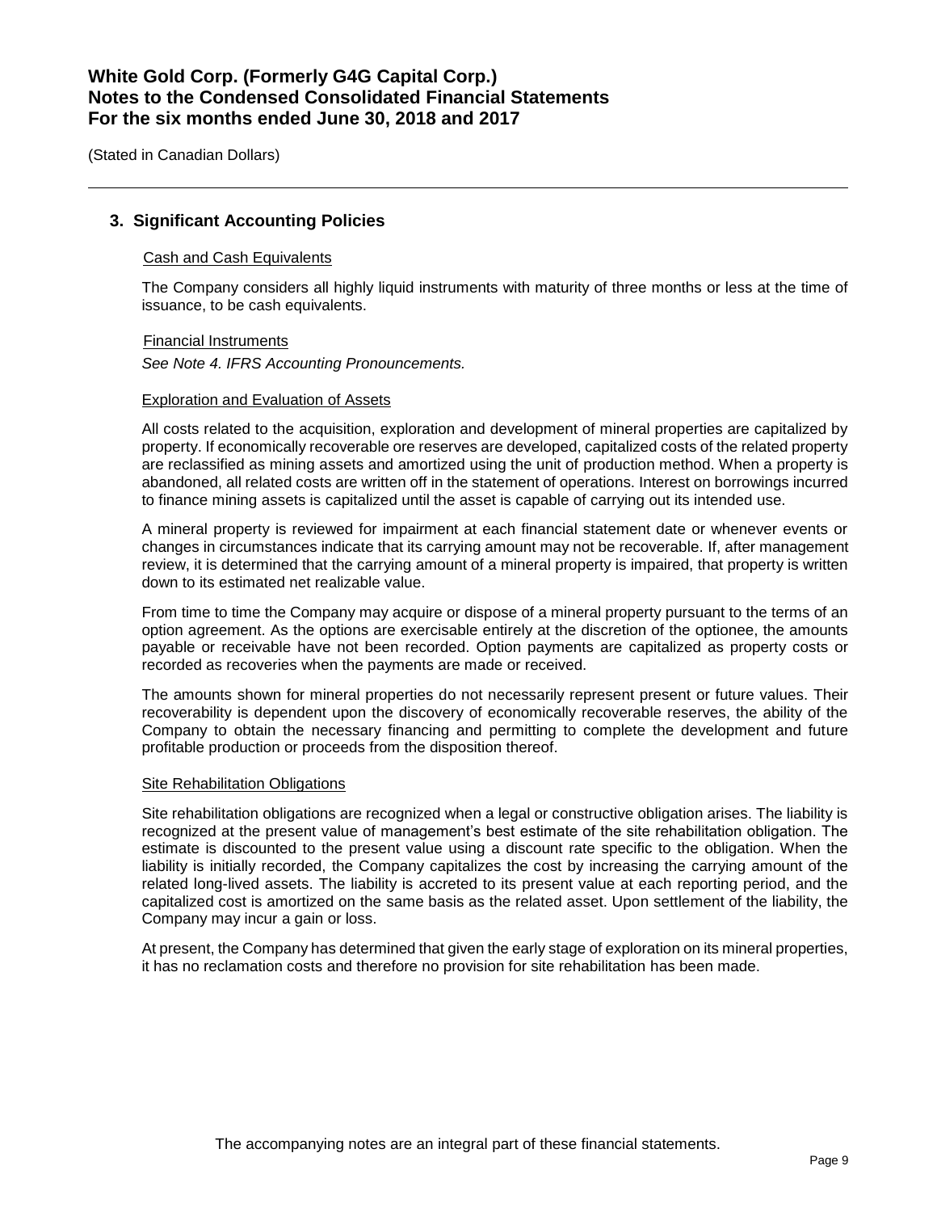## 3. Significant Accounting Policies

### Cash and Cash Equivalents

The Company considers all highly liquid instruments with maturity of three months or less at the time of issuance, to be cash equivalents.

### Financial Instruments

*See Note 4. IFRS Accounting Pronouncements.*

### Exploration and Evaluation of Assets

All costs related to the acquisition, exploration and development of mineral properties are capitalized by property. If economically recoverable ore reserves are developed, capitalized costs of the related property are reclassified as mining assets and amortized using the unit of production method. When a property is abandoned, all related costs are written off in the statement of operations. Interest on borrowings incurred to finance mining assets is capitalized until the asset is capable of carrying out its intended use.

A mineral property is reviewed for impairment at each financial statement date or whenever events or changes in circumstances indicate that its carrying amount may not be recoverable. If, after management review, it is determined that the carrying amount of a mineral property is impaired, that property is written down to its estimated net realizable value.

From time to time the Company may acquire or dispose of a mineral property pursuant to the terms of an option agreement. As the options are exercisable entirely at the discretion of the optionee, the amounts payable or receivable have not been recorded. Option payments are capitalized as property costs or recorded as recoveries when the payments are made or received.

The amounts shown for mineral properties do not necessarily represent present or future values. Their recoverability is dependent upon the discovery of economically recoverable reserves, the ability of the Company to obtain the necessary financing and permitting to complete the development and future profitable production or proceeds from the disposition thereof.

### Site Rehabilitation Obligations

Site rehabilitation obligations are recognized when a legal or constructive obligation arises. The liability is recognized at the present value of management's best estimate of the site rehabilitation obligation. The estimate is discounted to the present value using a discount rate specific to the obligation. When the liability is initially recorded, the Company capitalizes the cost by increasing the carrying amount of the related long-lived assets. The liability is accreted to its present value at each reporting period, and the capitalized cost is amortized on the same basis as the related asset. Upon settlement of the liability, the Company may incur a gain or loss.

At present, the Company has determined that given the early stage of exploration on its mineral properties, it has no reclamation costs and therefore no provision for site rehabilitation has been made.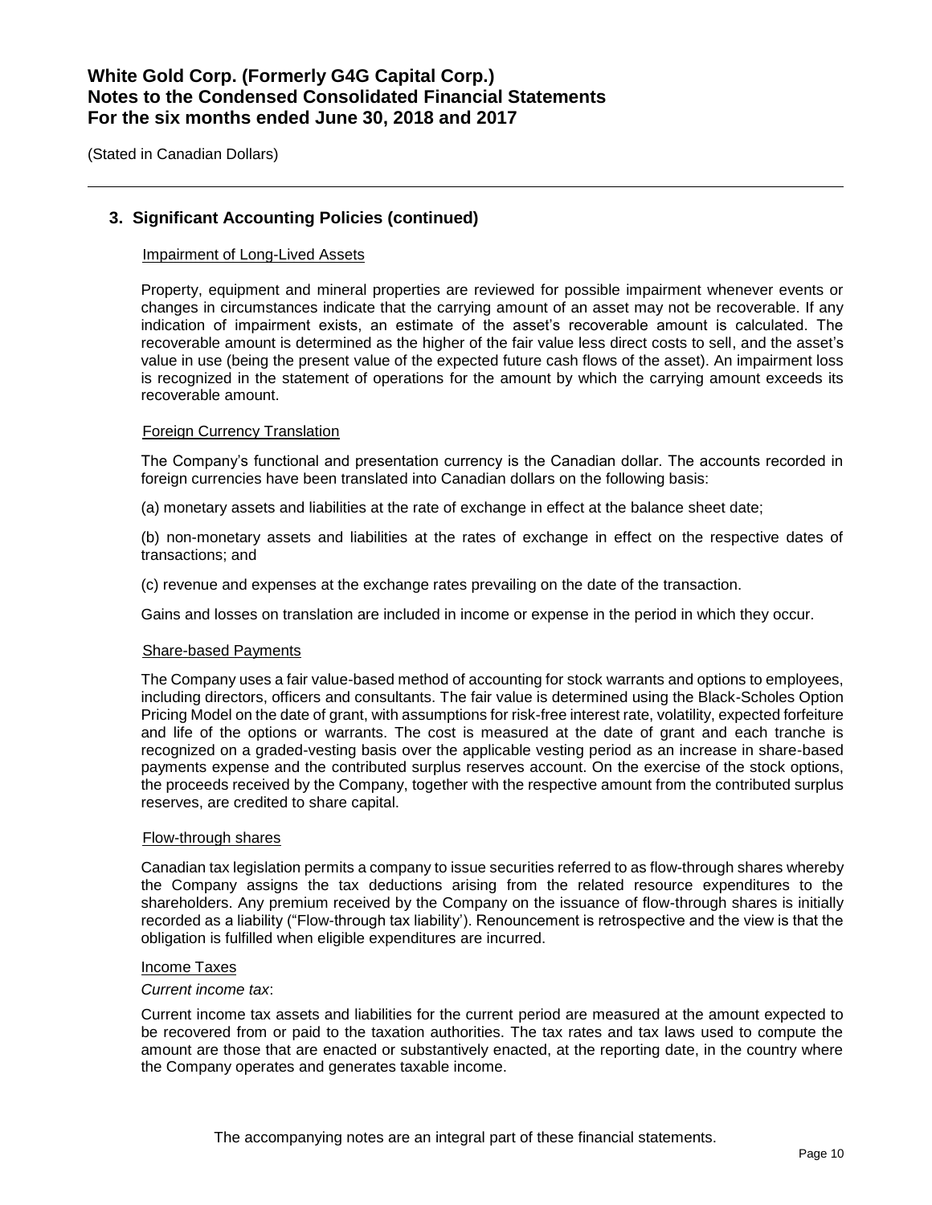## 3. Significant Accounting Policies (continued)

### Impairment of Long-Lived Assets

Property, equipment and mineral properties are reviewed for possible impairment whenever events or changes in circumstances indicate that the carrying amount of an asset may not be recoverable. If any indication of impairment exists, an estimate of the asset's recoverable amount is calculated. The recoverable amount is determined as the higher of the fair value less direct costs to sell, and the asset's value in use (being the present value of the expected future cash flows of the asset). An impairment loss is recognized in the statement of operations for the amount by which the carrying amount exceeds its recoverable amount.

### Foreign Currency Translation

The Company's functional and presentation currency is the Canadian dollar. The accounts recorded in foreign currencies have been translated into Canadian dollars on the following basis:

(a) monetary assets and liabilities at the rate of exchange in effect at the balance sheet date;

(b) non-monetary assets and liabilities at the rates of exchange in effect on the respective dates of transactions; and

(c) revenue and expenses at the exchange rates prevailing on the date of the transaction.

Gains and losses on translation are included in income or expense in the period in which they occur.

### Share-based Payments

The Company uses a fair value-based method of accounting for stock warrants and options to employees, including directors, officers and consultants. The fair value is determined using the Black-Scholes Option Pricing Model on the date of grant, with assumptions for risk-free interest rate, volatility, expected forfeiture and life of the options or warrants. The cost is measured at the date of grant and each tranche is recognized on a graded-vesting basis over the applicable vesting period as an increase in share-based payments expense and the contributed surplus reserves account. On the exercise of the stock options, the proceeds received by the Company, together with the respective amount from the contributed surplus reserves, are credited to share capital.

### Flow-through shares

Canadian tax legislation permits a company to issue securities referred to as flow-through shares whereby the Company assigns the tax deductions arising from the related resource expenditures to the shareholders. Any premium received by the Company on the issuance of flow-through shares is initially recorded as a liability ("Flow-through tax liability'). Renouncement is retrospective and the view is that the obligation is fulfilled when eligible expenditures are incurred.

### Income Taxes

*Current income tax*:

Current income tax assets and liabilities for the current period are measured at the amount expected to be recovered from or paid to the taxation authorities. The tax rates and tax laws used to compute the amount are those that are enacted or substantively enacted, at the reporting date, in the country where the Company operates and generates taxable income.

The accompanying notes are an integral part of these financial statements.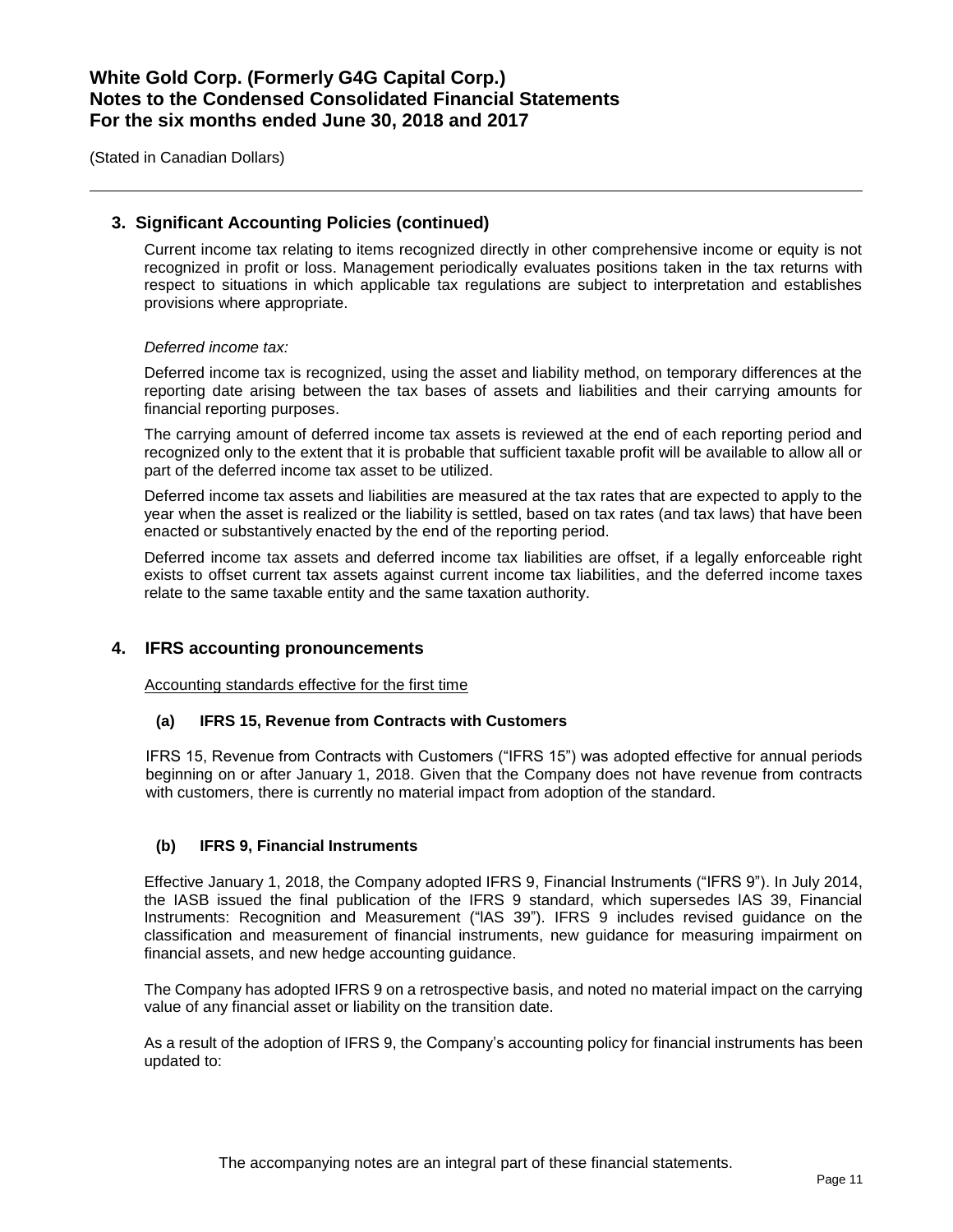## 3. Significant Accounting Policies (continued)

Current income tax relating to items recognized directly in other comprehensive income or equity is not recognized in profit or loss. Management periodically evaluates positions taken in the tax returns with respect to situations in which applicable tax regulations are subject to interpretation and establishes provisions where appropriate.

*Deferred income tax:*

Deferred income tax is recognized, using the asset and liability method, on temporary differences at the reporting date arising between the tax bases of assets and liabilities and their carrying amounts for financial reporting purposes.

The carrying amount of deferred income tax assets is reviewed at the end of each reporting period and recognized only to the extent that it is probable that sufficient taxable profit will be available to allow all or part of the deferred income tax asset to be utilized.

Deferred income tax assets and liabilities are measured at the tax rates that are expected to apply to the year when the asset is realized or the liability is settled, based on tax rates (and tax laws) that have been enacted or substantively enacted by the end of the reporting period.

Deferred income tax assets and deferred income tax liabilities are offset, if a legally enforceable right exists to offset current tax assets against current income tax liabilities, and the deferred income taxes relate to the same taxable entity and the same taxation authority.

## 4. IFRS accounting pronouncements

Accounting standards effective for the first time

### (a) IFRS 15, Revenue from Contracts with Customers

IFRS 15, Revenue from Contracts with Customers ("IFRS 15") was adopted effective for annual periods beginning on or after January 1, 2018. Given that the Company does not have revenue from contracts with customers, there is currently no material impact from adoption of the standard.

### (b) IFRS 9, Financial Instruments

Effective January 1, 2018, the Company adopted IFRS 9, Financial Instruments ("IFRS 9"). In July 2014, the IASB issued the final publication of the IFRS 9 standard, which supersedes IAS 39, Financial Instruments: Recognition and Measurement ("IAS 39"). IFRS 9 includes revised guidance on the classification and measurement of financial instruments, new guidance for measuring impairment on financial assets, and new hedge accounting guidance.

The Company has adopted IFRS 9 on a retrospective basis, and noted no material impact on the carrying value of any financial asset or liability on the transition date.

As a result of the adoption of IFRS 9, the Company's accounting policy for financial instruments has been updated to: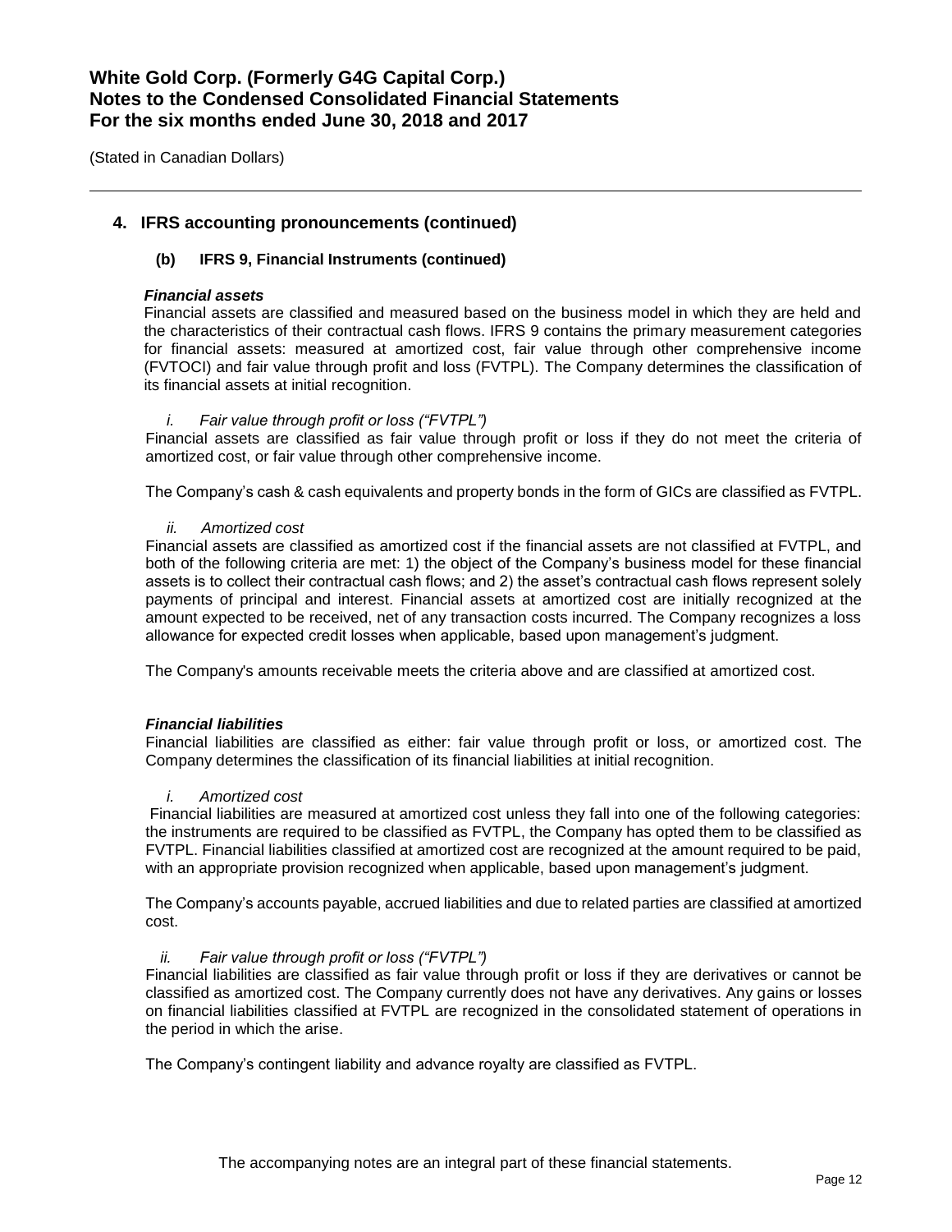## 4. IFRS accounting pronouncements (continued)

### (b) IFRS 9, Financial Instruments (continued)

***Financial assets***

Financial assets are classified and measured based on the business model in which they are held and the characteristics of their contractual cash flows. IFRS 9 contains the primary measurement categories for financial assets: measured at amortized cost, fair value through other comprehensive income (FVTOCI) and fair value through profit and loss (FVTPL). The Company determines the classification of its financial assets at initial recognition.

*i. Fair value through profit or loss ("FVTPL")*

Financial assets are classified as fair value through profit or loss if they do not meet the criteria of amortized cost, or fair value through other comprehensive income.

The Company's cash & cash equivalents and property bonds in the form of GICs are classified as FVTPL.

*ii. Amortized cost*

Financial assets are classified as amortized cost if the financial assets are not classified at FVTPL, and both of the following criteria are met: 1) the object of the Company's business model for these financial assets is to collect their contractual cash flows; and 2) the asset's contractual cash flows represent solely payments of principal and interest. Financial assets at amortized cost are initially recognized at the amount expected to be received, net of any transaction costs incurred. The Company recognizes a loss allowance for expected credit losses when applicable, based upon management's judgment.

The Company's amounts receivable meets the criteria above and are classified at amortized cost.

***Financial liabilities***

Financial liabilities are classified as either: fair value through profit or loss, or amortized cost. The Company determines the classification of its financial liabilities at initial recognition.

*i. Amortized cost*

Financial liabilities are measured at amortized cost unless they fall into one of the following categories: the instruments are required to be classified as FVTPL, the Company has opted them to be classified as FVTPL. Financial liabilities classified at amortized cost are recognized at the amount required to be paid, with an appropriate provision recognized when applicable, based upon management's judgment.

The Company's accounts payable, accrued liabilities and due to related parties are classified at amortized cost.

*ii. Fair value through profit or loss ("FVTPL")*

Financial liabilities are classified as fair value through profit or loss if they are derivatives or cannot be classified as amortized cost. The Company currently does not have any derivatives. Any gains or losses on financial liabilities classified at FVTPL are recognized in the consolidated statement of operations in the period in which the arise.

The Company's contingent liability and advance royalty are classified as FVTPL.

The accompanying notes are an integral part of these financial statements.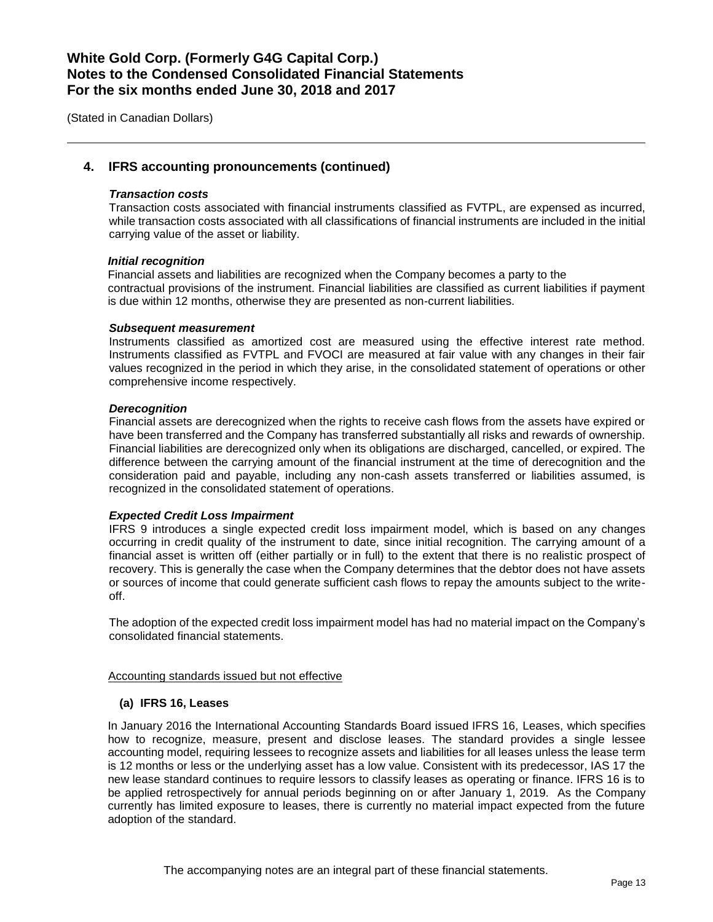## 4. IFRS accounting pronouncements (continued)

***Transaction costs***

Transaction costs associated with financial instruments classified as FVTPL, are expensed as incurred, while transaction costs associated with all classifications of financial instruments are included in the initial carrying value of the asset or liability.

***Initial recognition***

Financial assets and liabilities are recognized when the Company becomes a party to the contractual provisions of the instrument. Financial liabilities are classified as current liabilities if payment is due within 12 months, otherwise they are presented as non-current liabilities.

***Subsequent measurement***

Instruments classified as amortized cost are measured using the effective interest rate method. Instruments classified as FVTPL and FVOCI are measured at fair value with any changes in their fair values recognized in the period in which they arise, in the consolidated statement of operations or other comprehensive income respectively.

***Derecognition***

Financial assets are derecognized when the rights to receive cash flows from the assets have expired or have been transferred and the Company has transferred substantially all risks and rewards of ownership. Financial liabilities are derecognized only when its obligations are discharged, cancelled, or expired. The difference between the carrying amount of the financial instrument at the time of derecognition and the consideration paid and payable, including any non-cash assets transferred or liabilities assumed, is recognized in the consolidated statement of operations.

***Expected Credit Loss Impairment***

IFRS 9 introduces a single expected credit loss impairment model, which is based on any changes occurring in credit quality of the instrument to date, since initial recognition. The carrying amount of a financial asset is written off (either partially or in full) to the extent that there is no realistic prospect of recovery. This is generally the case when the Company determines that the debtor does not have assets or sources of income that could generate sufficient cash flows to repay the amounts subject to the write-off.

The adoption of the expected credit loss impairment model has had no material impact on the Company's consolidated financial statements.

Accounting standards issued but not effective

**(a) IFRS 16, Leases**

In January 2016 the International Accounting Standards Board issued IFRS 16, Leases, which specifies how to recognize, measure, present and disclose leases. The standard provides a single lessee accounting model, requiring lessees to recognize assets and liabilities for all leases unless the lease term is 12 months or less or the underlying asset has a low value. Consistent with its predecessor, IAS 17 the new lease standard continues to require lessors to classify leases as operating or finance. IFRS 16 is to be applied retrospectively for annual periods beginning on or after January 1, 2019. As the Company currently has limited exposure to leases, there is currently no material impact expected from the future adoption of the standard.

The accompanying notes are an integral part of these financial statements.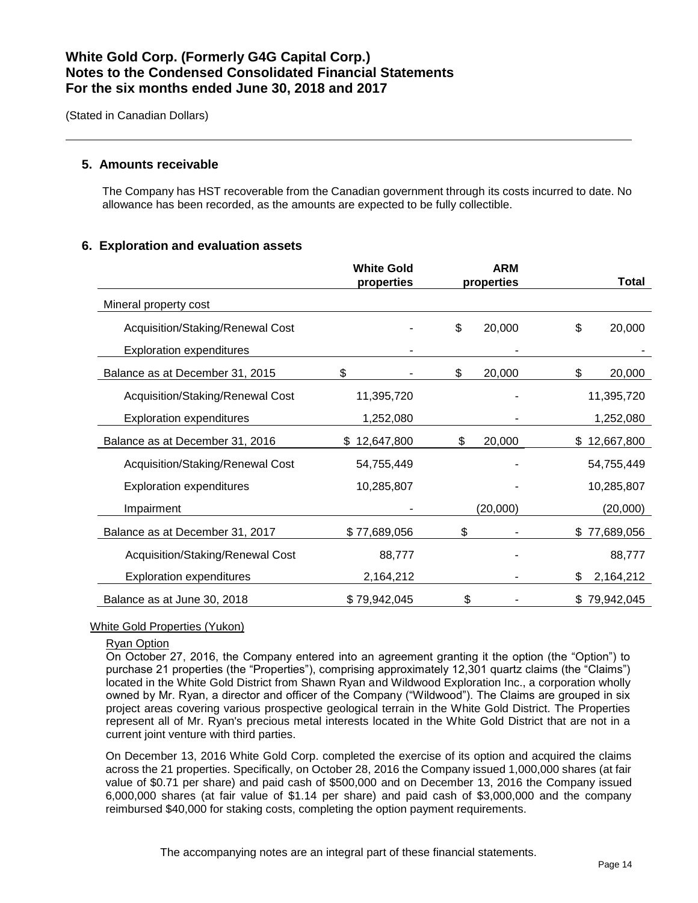# White Gold Corp. (Formerly G4G Capital Corp.)
# Notes to the Condensed Consolidated Financial Statements
# For the six months ended June 30, 2018 and 2017

(Stated in Canadian Dollars)

## 5. Amounts receivable

The Company has HST recoverable from the Canadian government through its costs incurred to date. No allowance has been recorded, as the amounts are expected to be fully collectible.

## 6. Exploration and evaluation assets

| | White Gold properties | ARM properties | Total |
|---|---|---|---|
| Mineral property cost | | | |
| Acquisition/Staking/Renewal Cost | - | $ 20,000 | $ 20,000 |
| Exploration expenditures | - | - | - |
| Balance as at December 31, 2015 | $ - | $ 20,000 | $ 20,000 |
| Acquisition/Staking/Renewal Cost | 11,395,720 | - | 11,395,720 |
| Exploration expenditures | 1,252,080 | - | 1,252,080 |
| Balance as at December 31, 2016 | $ 12,647,800 | $ 20,000 | $ 12,667,800 |
| Acquisition/Staking/Renewal Cost | 54,755,449 | - | 54,755,449 |
| Exploration expenditures | 10,285,807 | - | 10,285,807 |
| Impairment | - | (20,000) | (20,000) |
| Balance as at December 31, 2017 | $ 77,689,056 | $ - | $ 77,689,056 |
| Acquisition/Staking/Renewal Cost | 88,777 | - | 88,777 |
| Exploration expenditures | 2,164,212 | - | $ 2,164,212 |
| Balance as at June 30, 2018 | $ 79,942,045 | $ - | $ 79,942,045 |

White Gold Properties (Yukon)

Ryan Option

On October 27, 2016, the Company entered into an agreement granting it the option (the "Option") to purchase 21 properties (the "Properties"), comprising approximately 12,301 quartz claims (the "Claims") located in the White Gold District from Shawn Ryan and Wildwood Exploration Inc., a corporation wholly owned by Mr. Ryan, a director and officer of the Company ("Wildwood"). The Claims are grouped in six project areas covering various prospective geological terrain in the White Gold District. The Properties represent all of Mr. Ryan's precious metal interests located in the White Gold District that are not in a current joint venture with third parties.

On December 13, 2016 White Gold Corp. completed the exercise of its option and acquired the claims across the 21 properties. Specifically, on October 28, 2016 the Company issued 1,000,000 shares (at fair value of $0.71 per share) and paid cash of $500,000 and on December 13, 2016 the Company issued 6,000,000 shares (at fair value of $1.14 per share) and paid cash of $3,000,000 and the company reimbursed $40,000 for staking costs, completing the option payment requirements.

The accompanying notes are an integral part of these financial statements.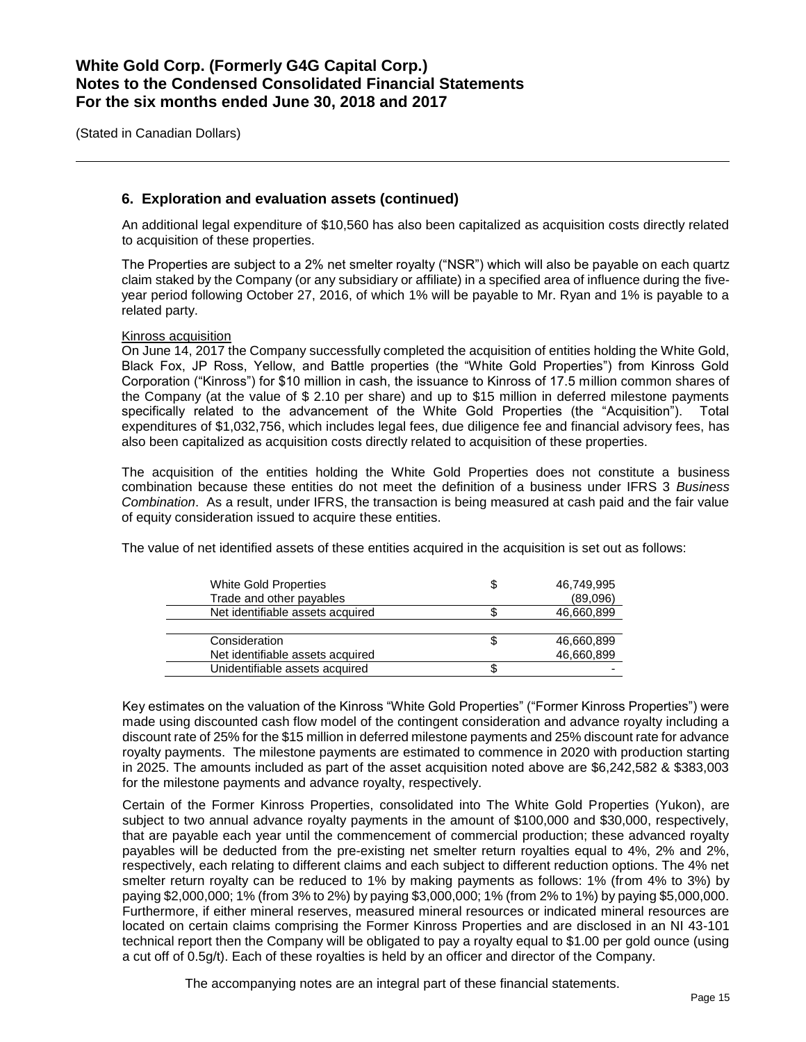## 6. Exploration and evaluation assets (continued)

An additional legal expenditure of $10,560 has also been capitalized as acquisition costs directly related to acquisition of these properties.

The Properties are subject to a 2% net smelter royalty ("NSR") which will also be payable on each quartz claim staked by the Company (or any subsidiary or affiliate) in a specified area of influence during the five-year period following October 27, 2016, of which 1% will be payable to Mr. Ryan and 1% is payable to a related party.

Kinross acquisition

On June 14, 2017 the Company successfully completed the acquisition of entities holding the White Gold, Black Fox, JP Ross, Yellow, and Battle properties (the "White Gold Properties") from Kinross Gold Corporation ("Kinross") for $10 million in cash, the issuance to Kinross of 17.5 million common shares of the Company (at the value of $ 2.10 per share) and up to $15 million in deferred milestone payments specifically related to the advancement of the White Gold Properties (the "Acquisition"). Total expenditures of $1,032,756, which includes legal fees, due diligence fee and financial advisory fees, has also been capitalized as acquisition costs directly related to acquisition of these properties.

The acquisition of the entities holding the White Gold Properties does not constitute a business combination because these entities do not meet the definition of a business under IFRS 3 *Business Combination*. As a result, under IFRS, the transaction is being measured at cash paid and the fair value of equity consideration issued to acquire these entities.

The value of net identified assets of these entities acquired in the acquisition is set out as follows:

| | | |
|---|---|---|
| White Gold Properties | $ | 46,749,995 |
| Trade and other payables | | (89,096) |
| Net identifiable assets acquired | $ | 46,660,899 |
| | | |
| Consideration | $ | 46,660,899 |
| Net identifiable assets acquired | | 46,660,899 |
| Unidentifiable assets acquired | $ | - |

Key estimates on the valuation of the Kinross "White Gold Properties" ("Former Kinross Properties") were made using discounted cash flow model of the contingent consideration and advance royalty including a discount rate of 25% for the $15 million in deferred milestone payments and 25% discount rate for advance royalty payments. The milestone payments are estimated to commence in 2020 with production starting in 2025. The amounts included as part of the asset acquisition noted above are $6,242,582 & $383,003 for the milestone payments and advance royalty, respectively.

Certain of the Former Kinross Properties, consolidated into The White Gold Properties (Yukon), are subject to two annual advance royalty payments in the amount of $100,000 and $30,000, respectively, that are payable each year until the commencement of commercial production; these advanced royalty payables will be deducted from the pre-existing net smelter return royalties equal to 4%, 2% and 2%, respectively, each relating to different claims and each subject to different reduction options. The 4% net smelter return royalty can be reduced to 1% by making payments as follows: 1% (from 4% to 3%) by paying $2,000,000; 1% (from 3% to 2%) by paying $3,000,000; 1% (from 2% to 1%) by paying $5,000,000. Furthermore, if either mineral reserves, measured mineral resources or indicated mineral resources are located on certain claims comprising the Former Kinross Properties and are disclosed in an NI 43-101 technical report then the Company will be obligated to pay a royalty equal to $1.00 per gold ounce (using a cut off of 0.5g/t). Each of these royalties is held by an officer and director of the Company.

The accompanying notes are an integral part of these financial statements.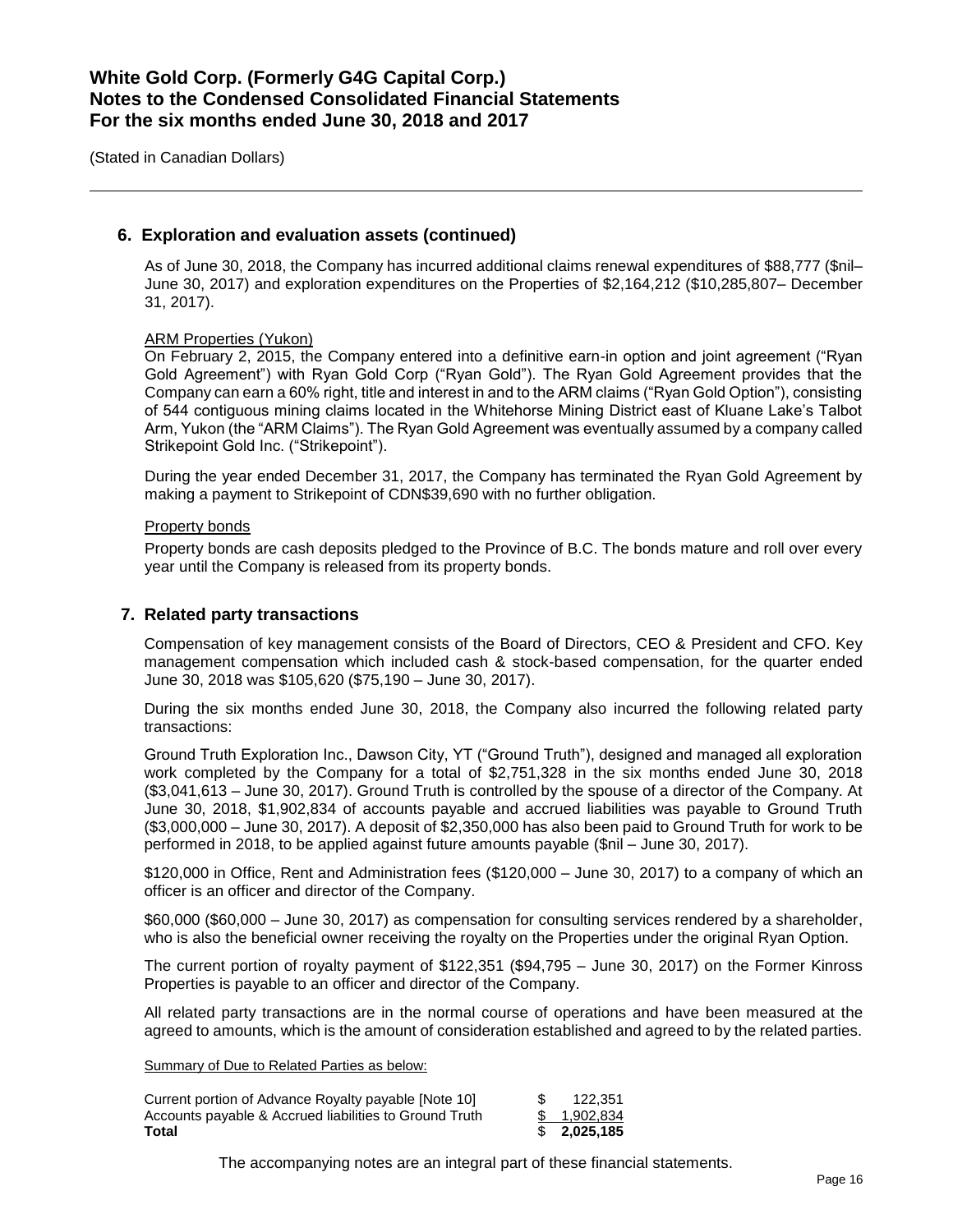## 6. Exploration and evaluation assets (continued)

As of June 30, 2018, the Company has incurred additional claims renewal expenditures of $88,777 ($nil– June 30, 2017) and exploration expenditures on the Properties of $2,164,212 ($10,285,807– December 31, 2017).

ARM Properties (Yukon)

On February 2, 2015, the Company entered into a definitive earn-in option and joint agreement ("Ryan Gold Agreement") with Ryan Gold Corp ("Ryan Gold"). The Ryan Gold Agreement provides that the Company can earn a 60% right, title and interest in and to the ARM claims ("Ryan Gold Option"), consisting of 544 contiguous mining claims located in the Whitehorse Mining District east of Kluane Lake's Talbot Arm, Yukon (the "ARM Claims"). The Ryan Gold Agreement was eventually assumed by a company called Strikepoint Gold Inc. ("Strikepoint").

During the year ended December 31, 2017, the Company has terminated the Ryan Gold Agreement by making a payment to Strikepoint of CDN$39,690 with no further obligation.

Property bonds

Property bonds are cash deposits pledged to the Province of B.C. The bonds mature and roll over every year until the Company is released from its property bonds.

## 7. Related party transactions

Compensation of key management consists of the Board of Directors, CEO & President and CFO. Key management compensation which included cash & stock-based compensation, for the quarter ended June 30, 2018 was $105,620 ($75,190 – June 30, 2017).

During the six months ended June 30, 2018, the Company also incurred the following related party transactions:

Ground Truth Exploration Inc., Dawson City, YT ("Ground Truth"), designed and managed all exploration work completed by the Company for a total of $2,751,328 in the six months ended June 30, 2018 ($3,041,613 – June 30, 2017). Ground Truth is controlled by the spouse of a director of the Company. At June 30, 2018, $1,902,834 of accounts payable and accrued liabilities was payable to Ground Truth ($3,000,000 – June 30, 2017). A deposit of $2,350,000 has also been paid to Ground Truth for work to be performed in 2018, to be applied against future amounts payable ($nil – June 30, 2017).

$120,000 in Office, Rent and Administration fees ($120,000 – June 30, 2017) to a company of which an officer is an officer and director of the Company.

$60,000 ($60,000 – June 30, 2017) as compensation for consulting services rendered by a shareholder, who is also the beneficial owner receiving the royalty on the Properties under the original Ryan Option.

The current portion of royalty payment of $122,351 ($94,795 – June 30, 2017) on the Former Kinross Properties is payable to an officer and director of the Company.

All related party transactions are in the normal course of operations and have been measured at the agreed to amounts, which is the amount of consideration established and agreed to by the related parties.

Summary of Due to Related Parties as below:

| | |
|---|---|
| Current portion of Advance Royalty payable [Note 10] | $ 122,351 |
| Accounts payable & Accrued liabilities to Ground Truth | $ 1,902,834 |
| **Total** | **$ 2,025,185** |

The accompanying notes are an integral part of these financial statements.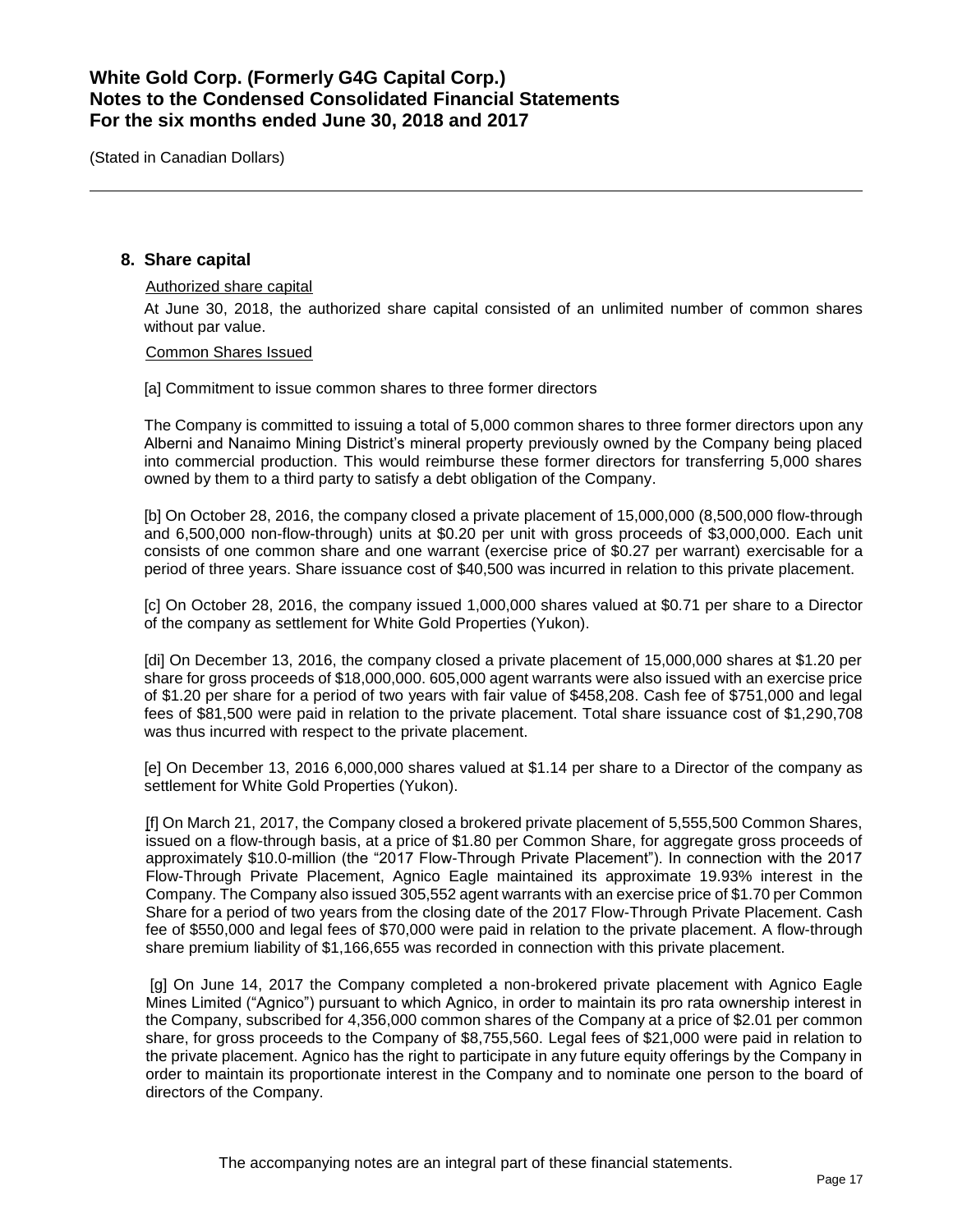## 8. Share capital

Authorized share capital

At June 30, 2018, the authorized share capital consisted of an unlimited number of common shares without par value.

Common Shares Issued

[a] Commitment to issue common shares to three former directors

The Company is committed to issuing a total of 5,000 common shares to three former directors upon any Alberni and Nanaimo Mining District's mineral property previously owned by the Company being placed into commercial production. This would reimburse these former directors for transferring 5,000 shares owned by them to a third party to satisfy a debt obligation of the Company.

[b] On October 28, 2016, the company closed a private placement of 15,000,000 (8,500,000 flow-through and 6,500,000 non-flow-through) units at $0.20 per unit with gross proceeds of $3,000,000. Each unit consists of one common share and one warrant (exercise price of $0.27 per warrant) exercisable for a period of three years. Share issuance cost of $40,500 was incurred in relation to this private placement.

[c] On October 28, 2016, the company issued 1,000,000 shares valued at $0.71 per share to a Director of the company as settlement for White Gold Properties (Yukon).

[di] On December 13, 2016, the company closed a private placement of 15,000,000 shares at $1.20 per share for gross proceeds of $18,000,000. 605,000 agent warrants were also issued with an exercise price of $1.20 per share for a period of two years with fair value of $458,208. Cash fee of $751,000 and legal fees of $81,500 were paid in relation to the private placement. Total share issuance cost of $1,290,708 was thus incurred with respect to the private placement.

[e] On December 13, 2016 6,000,000 shares valued at $1.14 per share to a Director of the company as settlement for White Gold Properties (Yukon).

[f] On March 21, 2017, the Company closed a brokered private placement of 5,555,500 Common Shares, issued on a flow-through basis, at a price of $1.80 per Common Share, for aggregate gross proceeds of approximately $10.0-million (the "2017 Flow-Through Private Placement"). In connection with the 2017 Flow-Through Private Placement, Agnico Eagle maintained its approximate 19.93% interest in the Company. The Company also issued 305,552 agent warrants with an exercise price of $1.70 per Common Share for a period of two years from the closing date of the 2017 Flow-Through Private Placement. Cash fee of $550,000 and legal fees of $70,000 were paid in relation to the private placement. A flow-through share premium liability of $1,166,655 was recorded in connection with this private placement.

[g] On June 14, 2017 the Company completed a non-brokered private placement with Agnico Eagle Mines Limited ("Agnico") pursuant to which Agnico, in order to maintain its pro rata ownership interest in the Company, subscribed for 4,356,000 common shares of the Company at a price of $2.01 per common share, for gross proceeds to the Company of $8,755,560. Legal fees of $21,000 were paid in relation to the private placement. Agnico has the right to participate in any future equity offerings by the Company in order to maintain its proportionate interest in the Company and to nominate one person to the board of directors of the Company.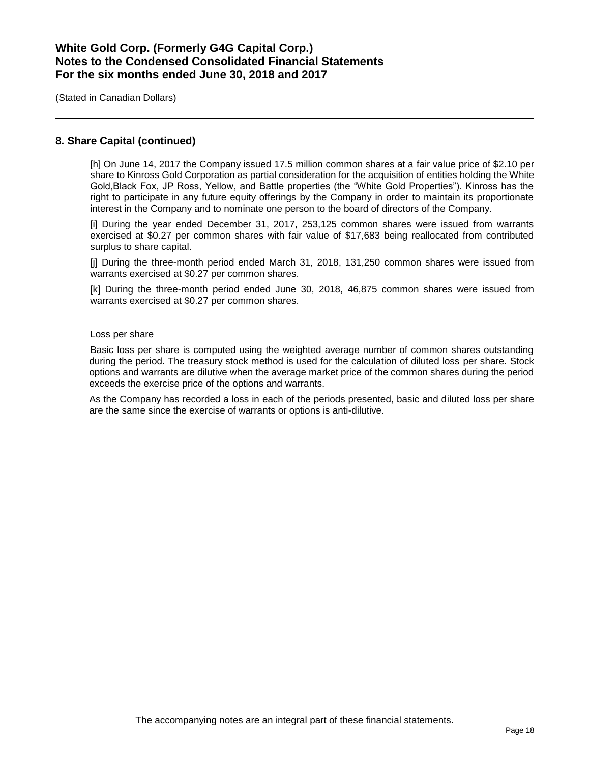## 8. Share Capital (continued)

[h] On June 14, 2017 the Company issued 17.5 million common shares at a fair value price of $2.10 per share to Kinross Gold Corporation as partial consideration for the acquisition of entities holding the White Gold,Black Fox, JP Ross, Yellow, and Battle properties (the "White Gold Properties"). Kinross has the right to participate in any future equity offerings by the Company in order to maintain its proportionate interest in the Company and to nominate one person to the board of directors of the Company.

[i] During the year ended December 31, 2017, 253,125 common shares were issued from warrants exercised at $0.27 per common shares with fair value of $17,683 being reallocated from contributed surplus to share capital.

[j] During the three-month period ended March 31, 2018, 131,250 common shares were issued from warrants exercised at $0.27 per common shares.

[k] During the three-month period ended June 30, 2018, 46,875 common shares were issued from warrants exercised at $0.27 per common shares.

Loss per share

Basic loss per share is computed using the weighted average number of common shares outstanding during the period. The treasury stock method is used for the calculation of diluted loss per share. Stock options and warrants are dilutive when the average market price of the common shares during the period exceeds the exercise price of the options and warrants.

As the Company has recorded a loss in each of the periods presented, basic and diluted loss per share are the same since the exercise of warrants or options is anti-dilutive.

The accompanying notes are an integral part of these financial statements.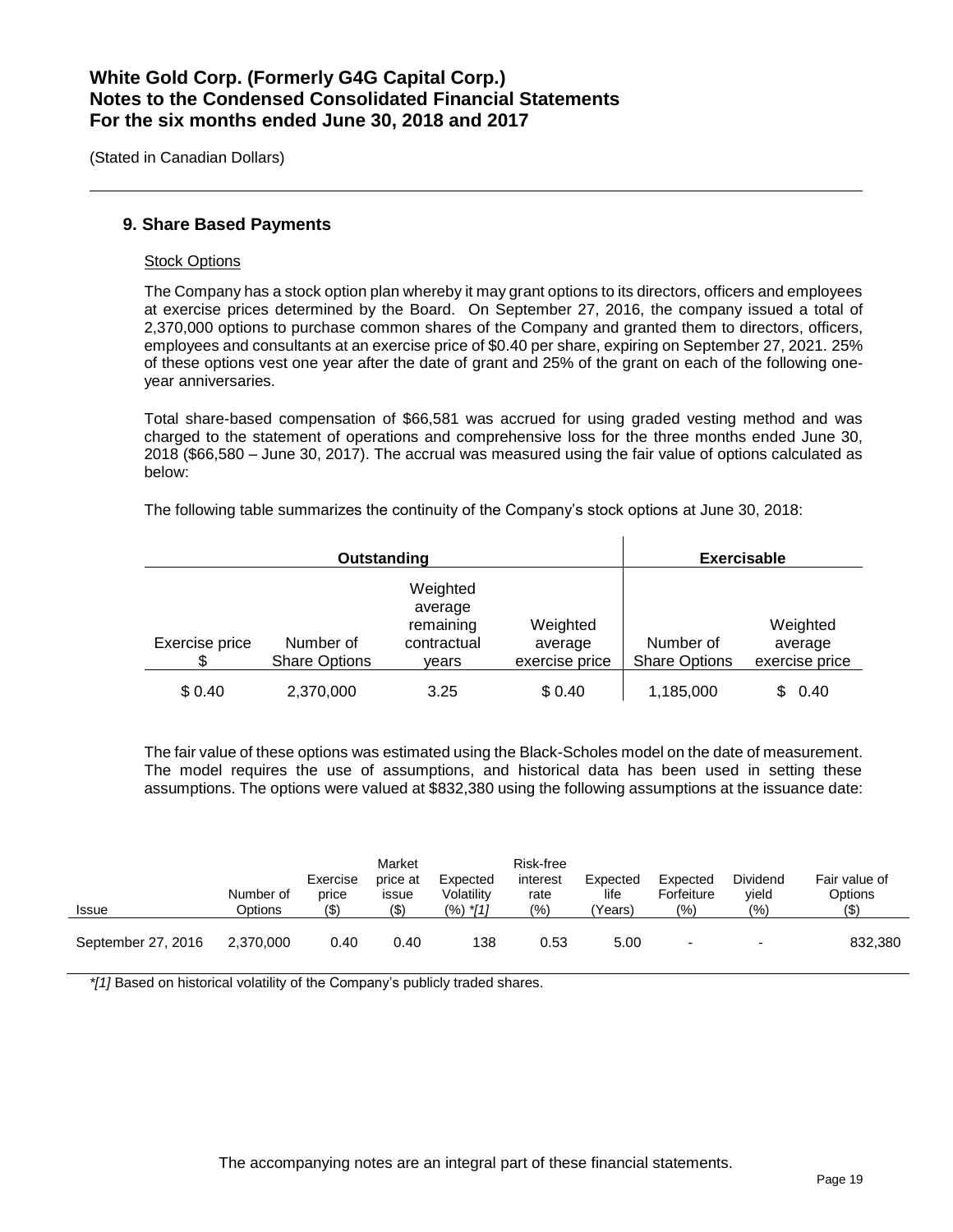# White Gold Corp. (Formerly G4G Capital Corp.)
# Notes to the Condensed Consolidated Financial Statements
# For the six months ended June 30, 2018 and 2017

(Stated in Canadian Dollars)

## 9. Share Based Payments

Stock Options

The Company has a stock option plan whereby it may grant options to its directors, officers and employees at exercise prices determined by the Board. On September 27, 2016, the company issued a total of 2,370,000 options to purchase common shares of the Company and granted them to directors, officers, employees and consultants at an exercise price of $0.40 per share, expiring on September 27, 2021. 25% of these options vest one year after the date of grant and 25% of the grant on each of the following one-year anniversaries.

Total share-based compensation of $66,581 was accrued for using graded vesting method and was charged to the statement of operations and comprehensive loss for the three months ended June 30, 2018 ($66,580 – June 30, 2017). The accrual was measured using the fair value of options calculated as below:

The following table summarizes the continuity of the Company's stock options at June 30, 2018:

| Outstanding | | | | Exercisable | |
|---|---|---|---|---|---|
| Exercise price $ | Number of Share Options | Weighted average remaining contractual years | Weighted average exercise price | Number of Share Options | Weighted average exercise price |
| $ 0.40 | 2,370,000 | 3.25 | $ 0.40 | 1,185,000 | $ 0.40 |

The fair value of these options was estimated using the Black-Scholes model on the date of measurement. The model requires the use of assumptions, and historical data has been used in setting these assumptions. The options were valued at $832,380 using the following assumptions at the issuance date:

| Issue | Number of Options | Exercise price ($) | Market price at issue ($) | Expected Volatility (%) *[1] | Risk-free interest rate (%) | Expected life (Years) | Expected Forfeiture (%) | Dividend yield (%) | Fair value of Options ($) |
|---|---|---|---|---|---|---|---|---|---|
| September 27, 2016 | 2,370,000 | 0.40 | 0.40 | 138 | 0.53 | 5.00 | - | - | 832,380 |

*[1] Based on historical volatility of the Company's publicly traded shares.

The accompanying notes are an integral part of these financial statements.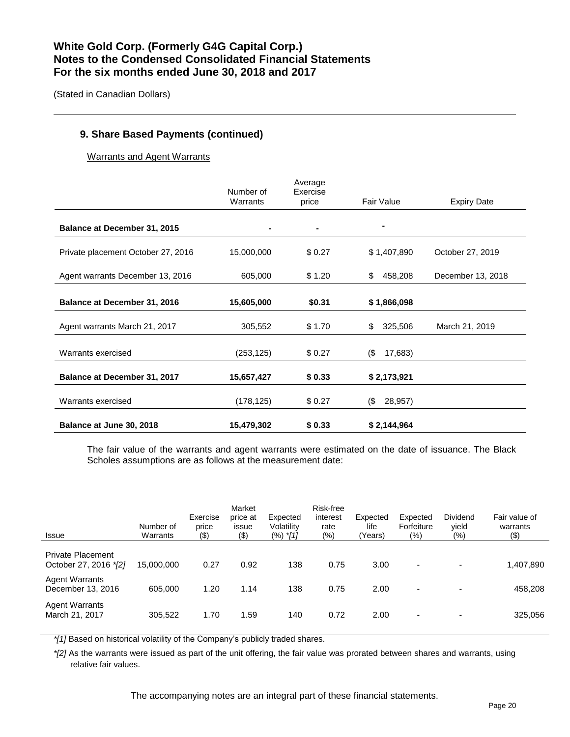# White Gold Corp. (Formerly G4G Capital Corp.)
# Notes to the Condensed Consolidated Financial Statements
# For the six months ended June 30, 2018 and 2017

(Stated in Canadian Dollars)

## 9. Share Based Payments (continued)

Warrants and Agent Warrants

| | Number of Warrants | Average Exercise price | Fair Value | Expiry Date |
|---|---|---|---|---|
| **Balance at December 31, 2015** | **-** | **-** | **-** | |
| Private placement October 27, 2016 | 15,000,000 | \$ 0.27 | \$ 1,407,890 | October 27, 2019 |
| Agent warrants December 13, 2016 | 605,000 | \$ 1.20 | \$ 458,208 | December 13, 2018 |
| **Balance at December 31, 2016** | **15,605,000** | **\$0.31** | **\$ 1,866,098** | |
| Agent warrants March 21, 2017 | 305,552 | \$ 1.70 | \$ 325,506 | March 21, 2019 |
| Warrants exercised | (253,125) | \$ 0.27 | (\$ 17,683) | |
| **Balance at December 31, 2017** | **15,657,427** | **\$ 0.33** | **\$ 2,173,921** | |
| Warrants exercised | (178,125) | \$ 0.27 | (\$ 28,957) | |
| **Balance at June 30, 2018** | **15,479,302** | **\$ 0.33** | **\$ 2,144,964** | |

The fair value of the warrants and agent warrants were estimated on the date of issuance. The Black Scholes assumptions are as follows at the measurement date:

| Issue | Number of Warrants | Exercise price (\$) | Market price at issue (\$) | Expected Volatility (%) *[1] | Risk-free interest rate (%) | Expected life (Years) | Expected Forfeiture (%) | Dividend yield (%) | Fair value of warrants (\$) |
|---|---|---|---|---|---|---|---|---|---|
| Private Placement October 27, 2016 *[2] | 15,000,000 | 0.27 | 0.92 | 138 | 0.75 | 3.00 | - | - | 1,407,890 |
| Agent Warrants December 13, 2016 | 605,000 | 1.20 | 1.14 | 138 | 0.75 | 2.00 | - | - | 458,208 |
| Agent Warrants March 21, 2017 | 305,522 | 1.70 | 1.59 | 140 | 0.72 | 2.00 | - | - | 325,056 |

*[1] Based on historical volatility of the Company's publicly traded shares.

*[2] As the warrants were issued as part of the unit offering, the fair value was prorated between shares and warrants, using relative fair values.

The accompanying notes are an integral part of these financial statements.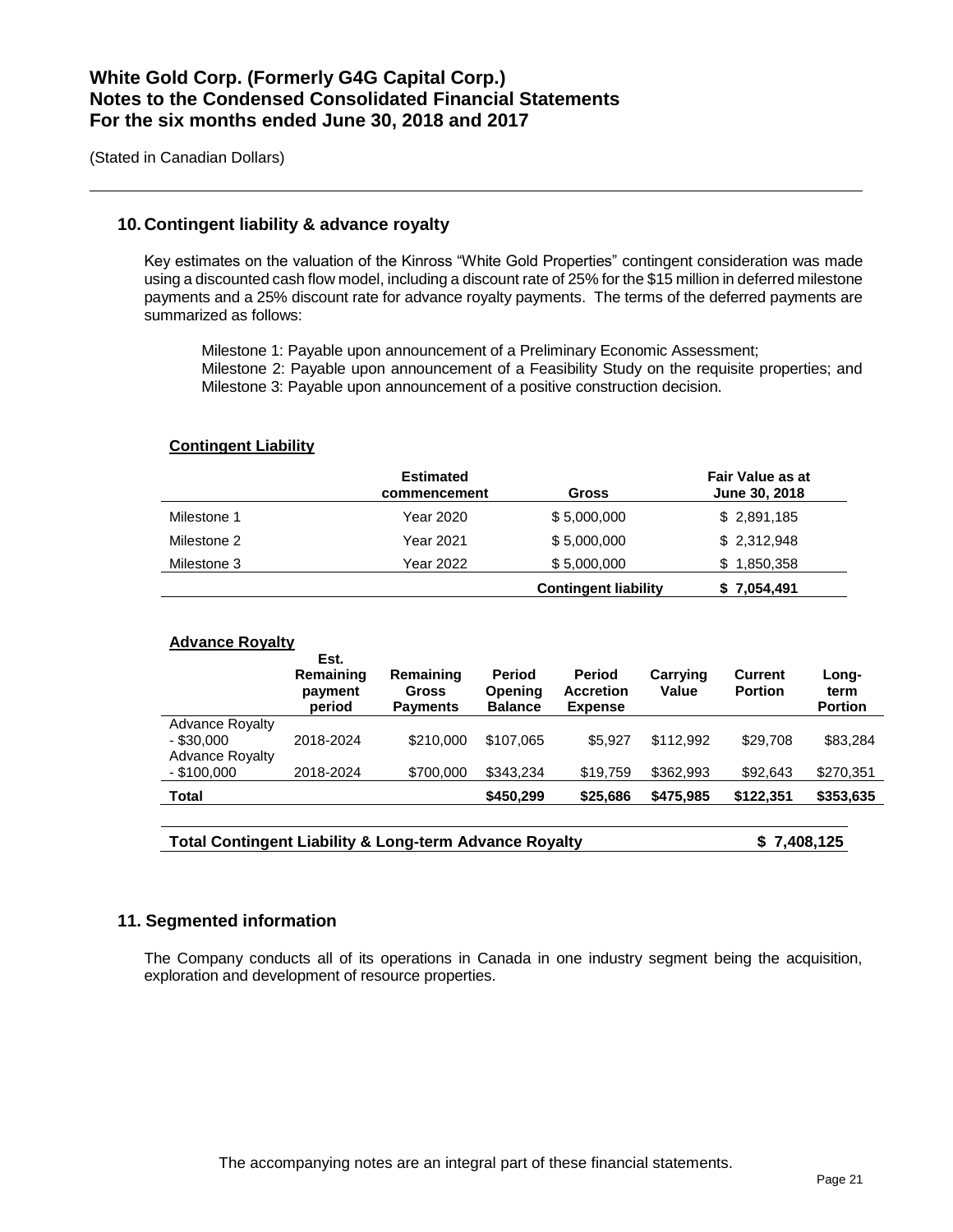## 10. Contingent liability & advance royalty

Key estimates on the valuation of the Kinross "White Gold Properties" contingent consideration was made using a discounted cash flow model, including a discount rate of 25% for the $15 million in deferred milestone payments and a 25% discount rate for advance royalty payments. The terms of the deferred payments are summarized as follows:

Milestone 1: Payable upon announcement of a Preliminary Economic Assessment;
Milestone 2: Payable upon announcement of a Feasibility Study on the requisite properties; and
Milestone 3: Payable upon announcement of a positive construction decision.

**Contingent Liability**

| | Estimated commencement | Gross | Fair Value as at June 30, 2018 |
|---|---|---|---|
| Milestone 1 | Year 2020 | $ 5,000,000 | $ 2,891,185 |
| Milestone 2 | Year 2021 | $ 5,000,000 | $ 2,312,948 |
| Milestone 3 | Year 2022 | $ 5,000,000 | $ 1,850,358 |
| | | **Contingent liability** | **$ 7,054,491** |

**Advance Royalty**

| | Est. Remaining payment period | Remaining Gross Payments | Period Opening Balance | Period Accretion Expense | Carrying Value | Current Portion | Long-term Portion |
|---|---|---|---|---|---|---|---|
| Advance Royalty - $30,000 | 2018-2024 | $210,000 | $107,065 | $5,927 | $112,992 | $29,708 | $83,284 |
| Advance Royalty - $100,000 | 2018-2024 | $700,000 | $343,234 | $19,759 | $362,993 | $92,643 | $270,351 |
| **Total** | | | **$450,299** | **$25,686** | **$475,985** | **$122,351** | **$353,635** |

| **Total Contingent Liability & Long-term Advance Royalty** | **$ 7,408,125** |
|---|---|

## 11. Segmented information

The Company conducts all of its operations in Canada in one industry segment being the acquisition, exploration and development of resource properties.

The accompanying notes are an integral part of these financial statements.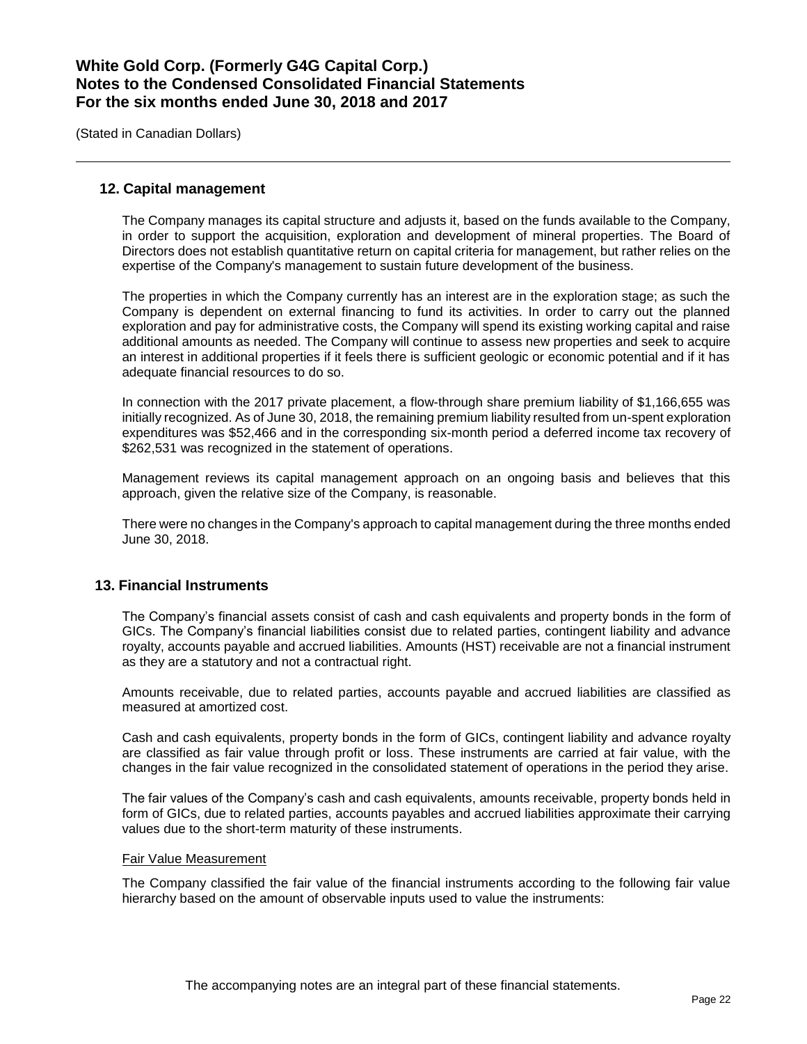## 12. Capital management

The Company manages its capital structure and adjusts it, based on the funds available to the Company, in order to support the acquisition, exploration and development of mineral properties. The Board of Directors does not establish quantitative return on capital criteria for management, but rather relies on the expertise of the Company's management to sustain future development of the business.

The properties in which the Company currently has an interest are in the exploration stage; as such the Company is dependent on external financing to fund its activities. In order to carry out the planned exploration and pay for administrative costs, the Company will spend its existing working capital and raise additional amounts as needed. The Company will continue to assess new properties and seek to acquire an interest in additional properties if it feels there is sufficient geologic or economic potential and if it has adequate financial resources to do so.

In connection with the 2017 private placement, a flow-through share premium liability of $1,166,655 was initially recognized. As of June 30, 2018, the remaining premium liability resulted from un-spent exploration expenditures was $52,466 and in the corresponding six-month period a deferred income tax recovery of $262,531 was recognized in the statement of operations.

Management reviews its capital management approach on an ongoing basis and believes that this approach, given the relative size of the Company, is reasonable.

There were no changes in the Company's approach to capital management during the three months ended June 30, 2018.

## 13. Financial Instruments

The Company's financial assets consist of cash and cash equivalents and property bonds in the form of GICs. The Company's financial liabilities consist due to related parties, contingent liability and advance royalty, accounts payable and accrued liabilities. Amounts (HST) receivable are not a financial instrument as they are a statutory and not a contractual right.

Amounts receivable, due to related parties, accounts payable and accrued liabilities are classified as measured at amortized cost.

Cash and cash equivalents, property bonds in the form of GICs, contingent liability and advance royalty are classified as fair value through profit or loss. These instruments are carried at fair value, with the changes in the fair value recognized in the consolidated statement of operations in the period they arise.

The fair values of the Company's cash and cash equivalents, amounts receivable, property bonds held in form of GICs, due to related parties, accounts payables and accrued liabilities approximate their carrying values due to the short-term maturity of these instruments.

Fair Value Measurement

The Company classified the fair value of the financial instruments according to the following fair value hierarchy based on the amount of observable inputs used to value the instruments:

The accompanying notes are an integral part of these financial statements.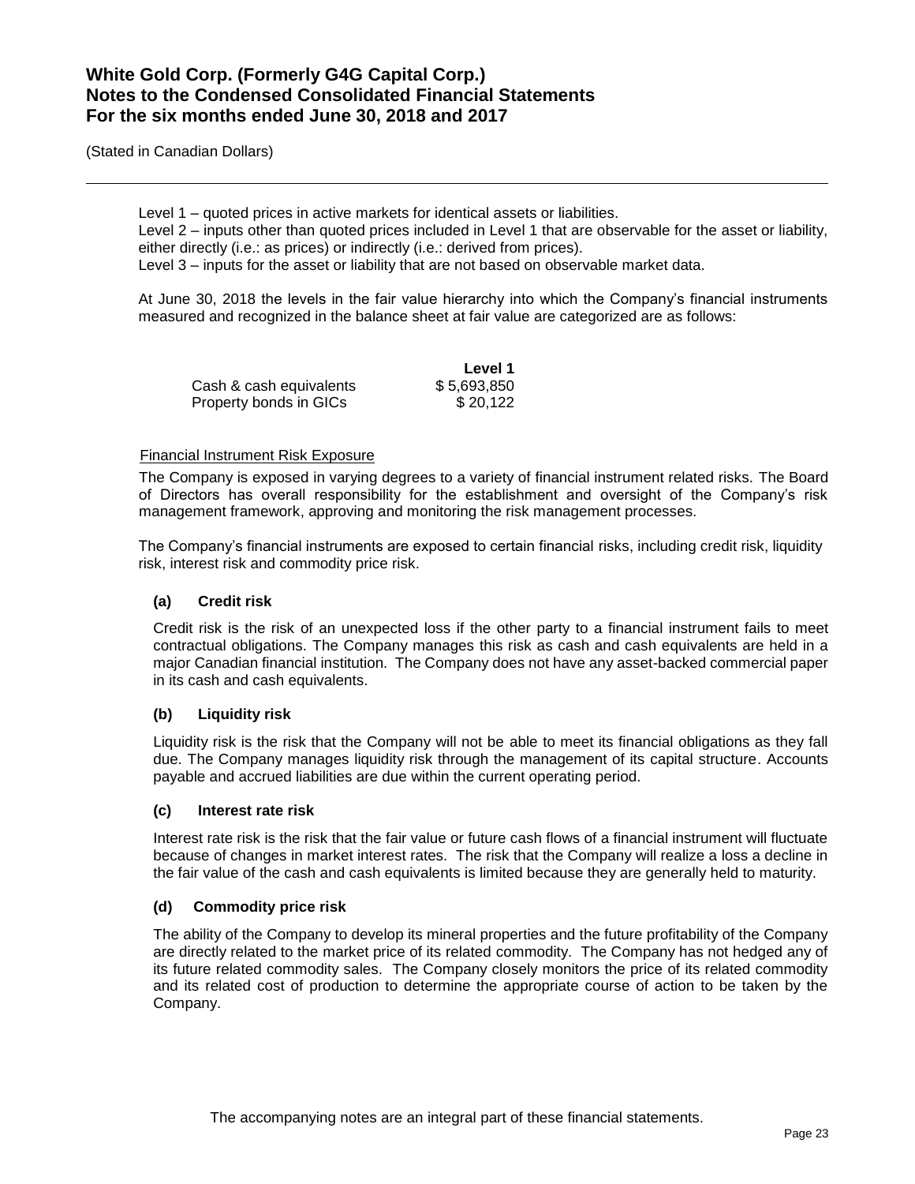Level 1 – quoted prices in active markets for identical assets or liabilities.
Level 2 – inputs other than quoted prices included in Level 1 that are observable for the asset or liability, either directly (i.e.: as prices) or indirectly (i.e.: derived from prices).
Level 3 – inputs for the asset or liability that are not based on observable market data.

At June 30, 2018 the levels in the fair value hierarchy into which the Company's financial instruments measured and recognized in the balance sheet at fair value are categorized are as follows:

| | **Level 1** |
|---|---|
| Cash & cash equivalents | $ 5,693,850 |
| Property bonds in GICs | $ 20,122 |

Financial Instrument Risk Exposure

The Company is exposed in varying degrees to a variety of financial instrument related risks. The Board of Directors has overall responsibility for the establishment and oversight of the Company's risk management framework, approving and monitoring the risk management processes.

The Company's financial instruments are exposed to certain financial risks, including credit risk, liquidity risk, interest risk and commodity price risk.

**(a) Credit risk**

Credit risk is the risk of an unexpected loss if the other party to a financial instrument fails to meet contractual obligations. The Company manages this risk as cash and cash equivalents are held in a major Canadian financial institution. The Company does not have any asset-backed commercial paper in its cash and cash equivalents.

**(b) Liquidity risk**

Liquidity risk is the risk that the Company will not be able to meet its financial obligations as they fall due. The Company manages liquidity risk through the management of its capital structure. Accounts payable and accrued liabilities are due within the current operating period.

**(c) Interest rate risk**

Interest rate risk is the risk that the fair value or future cash flows of a financial instrument will fluctuate because of changes in market interest rates. The risk that the Company will realize a loss a decline in the fair value of the cash and cash equivalents is limited because they are generally held to maturity.

**(d) Commodity price risk**

The ability of the Company to develop its mineral properties and the future profitability of the Company are directly related to the market price of its related commodity. The Company has not hedged any of its future related commodity sales. The Company closely monitors the price of its related commodity and its related cost of production to determine the appropriate course of action to be taken by the Company.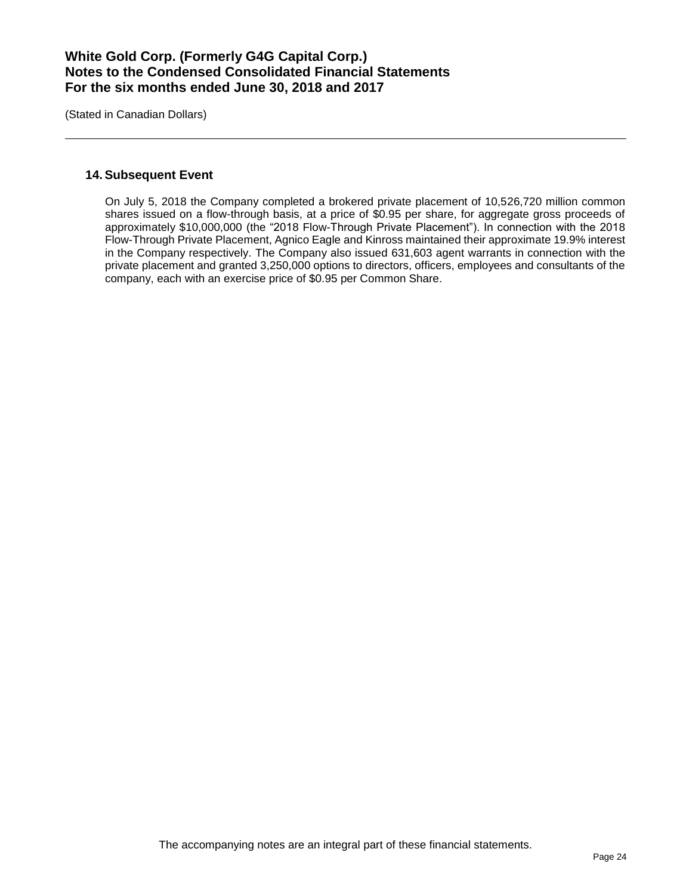## 14. Subsequent Event

On July 5, 2018 the Company completed a brokered private placement of 10,526,720 million common shares issued on a flow-through basis, at a price of $0.95 per share, for aggregate gross proceeds of approximately $10,000,000 (the "2018 Flow-Through Private Placement"). In connection with the 2018 Flow-Through Private Placement, Agnico Eagle and Kinross maintained their approximate 19.9% interest in the Company respectively. The Company also issued 631,603 agent warrants in connection with the private placement and granted 3,250,000 options to directors, officers, employees and consultants of the company, each with an exercise price of $0.95 per Common Share.

The accompanying notes are an integral part of these financial statements.